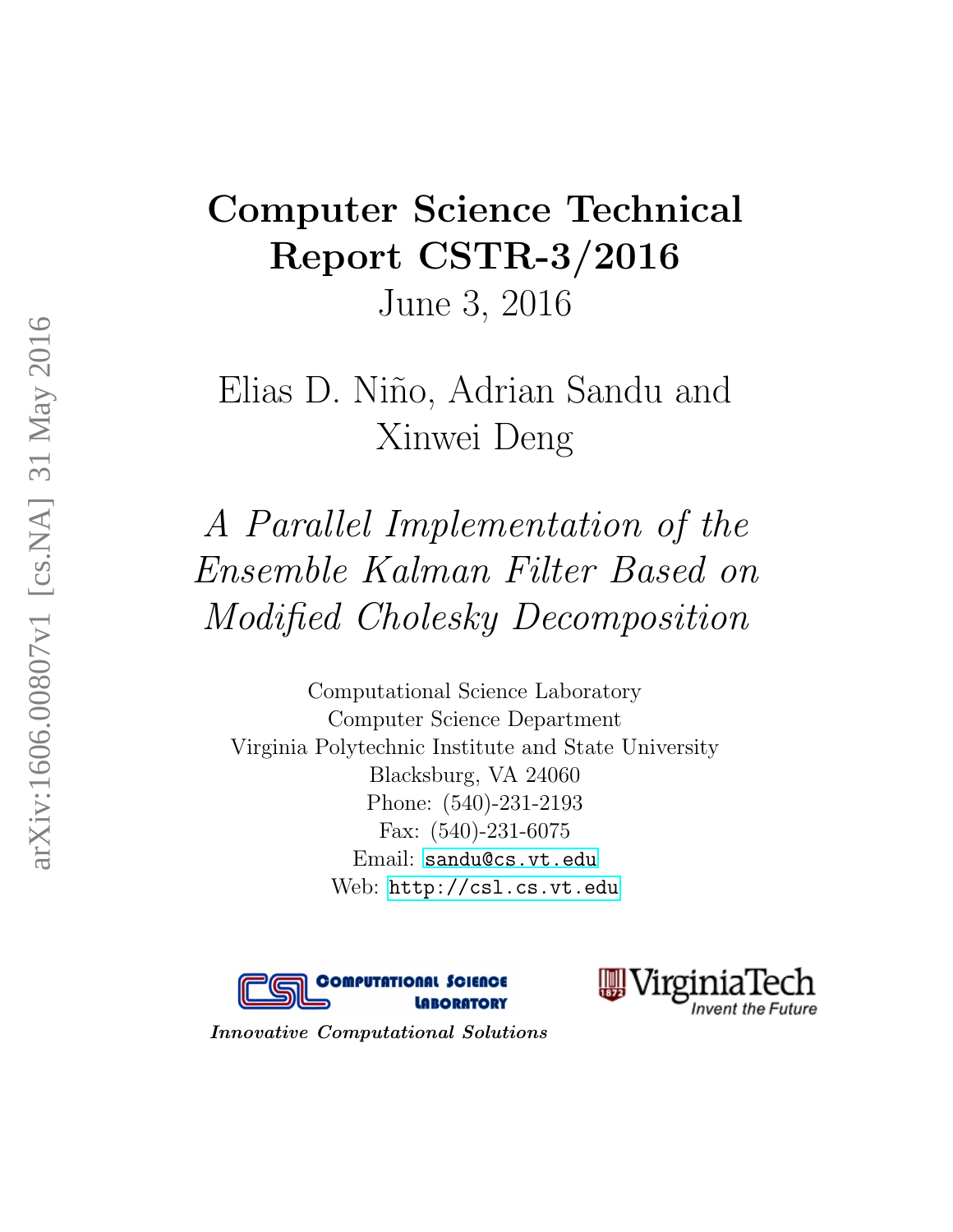# Computer Science Technical Report CSTR-3/2016

June 3, 2016

Elias D. Niño, Adrian Sandu and Xinwei Deng

## *A Parallel Implementation of the Ensemble Kalman Filter Based on Modified Cholesky Decomposition*

Computational Science Laboratory
Computer Science Department
Virginia Polytechnic Institute and State University
Blacksburg, VA 24060
Phone: (540)-231-2193
Fax: (540)-231-6075
Email: sandu@cs.vt.edu
Web: http://csl.cs.vt.edu

COMPUTATIONAL SCIENCE LABORATORY

***Innovative Computational Solutions***

VirginiaTech *Invent the Future*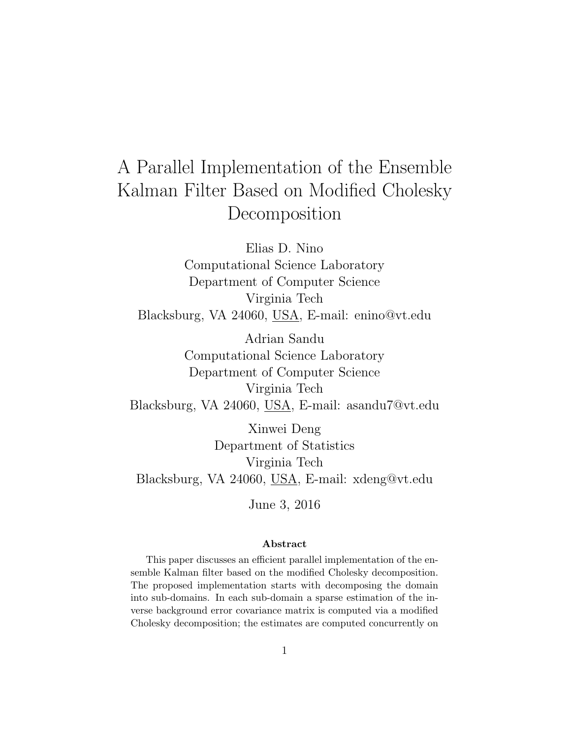# A Parallel Implementation of the Ensemble Kalman Filter Based on Modified Cholesky Decomposition

Elias D. Nino
Computational Science Laboratory
Department of Computer Science
Virginia Tech
Blacksburg, VA 24060, USA, E-mail: enino@vt.edu

Adrian Sandu
Computational Science Laboratory
Department of Computer Science
Virginia Tech
Blacksburg, VA 24060, USA, E-mail: asandu7@vt.edu

Xinwei Deng
Department of Statistics
Virginia Tech
Blacksburg, VA 24060, USA, E-mail: xdeng@vt.edu

June 3, 2016

**Abstract**

This paper discusses an efficient parallel implementation of the ensemble Kalman filter based on the modified Cholesky decomposition. The proposed implementation starts with decomposing the domain into sub-domains. In each sub-domain a sparse estimation of the inverse background error covariance matrix is computed via a modified Cholesky decomposition; the estimates are computed concurrently on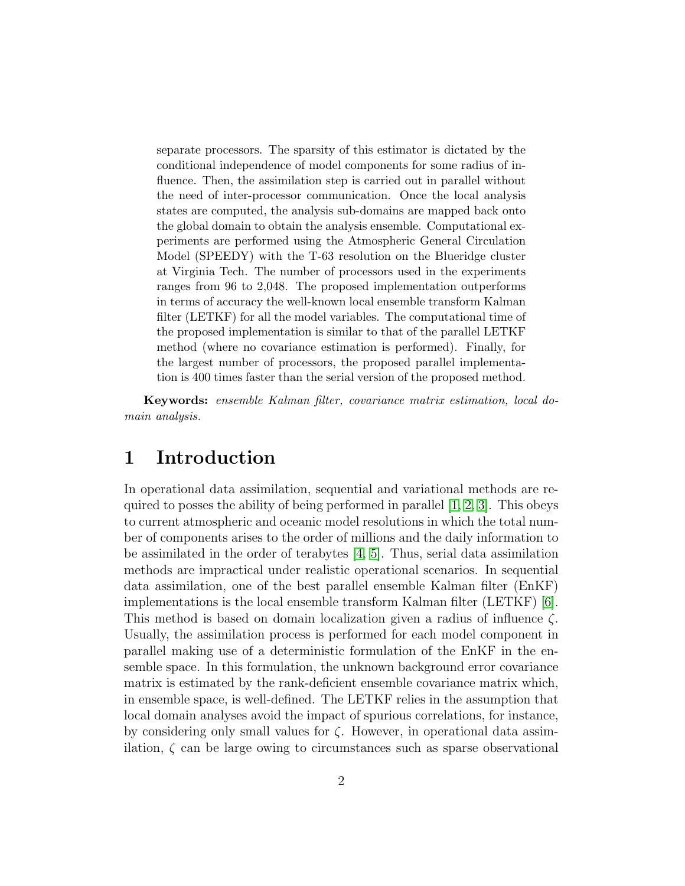separate processors. The sparsity of this estimator is dictated by the conditional independence of model components for some radius of influence. Then, the assimilation step is carried out in parallel without the need of inter-processor communication. Once the local analysis states are computed, the analysis sub-domains are mapped back onto the global domain to obtain the analysis ensemble. Computational experiments are performed using the Atmospheric General Circulation Model (SPEEDY) with the T-63 resolution on the Blueridge cluster at Virginia Tech. The number of processors used in the experiments ranges from 96 to 2,048. The proposed implementation outperforms in terms of accuracy the well-known local ensemble transform Kalman filter (LETKF) for all the model variables. The computational time of the proposed implementation is similar to that of the parallel LETKF method (where no covariance estimation is performed). Finally, for the largest number of processors, the proposed parallel implementation is 400 times faster than the serial version of the proposed method.

**Keywords:** *ensemble Kalman filter, covariance matrix estimation, local domain analysis.*

# 1 Introduction

In operational data assimilation, sequential and variational methods are required to posses the ability of being performed in parallel [1, 2, 3]. This obeys to current atmospheric and oceanic model resolutions in which the total number of components arises to the order of millions and the daily information to be assimilated in the order of terabytes [4, 5]. Thus, serial data assimilation methods are impractical under realistic operational scenarios. In sequential data assimilation, one of the best parallel ensemble Kalman filter (EnKF) implementations is the local ensemble transform Kalman filter (LETKF) [6]. This method is based on domain localization given a radius of influence $\zeta$. Usually, the assimilation process is performed for each model component in parallel making use of a deterministic formulation of the EnKF in the ensemble space. In this formulation, the unknown background error covariance matrix is estimated by the rank-deficient ensemble covariance matrix which, in ensemble space, is well-defined. The LETKF relies in the assumption that local domain analyses avoid the impact of spurious correlations, for instance, by considering only small values for $\zeta$. However, in operational data assimilation, $\zeta$ can be large owing to circumstances such as sparse observational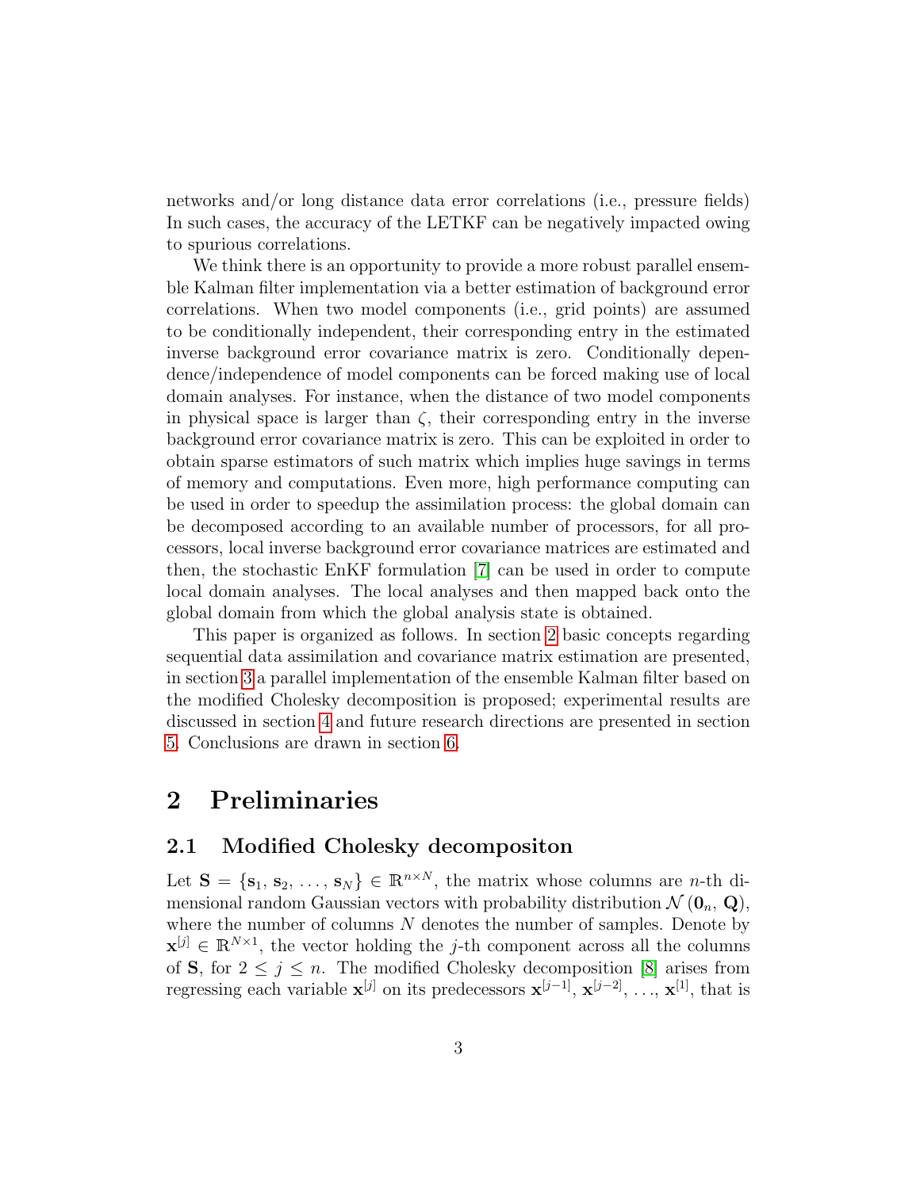networks and/or long distance data error correlations (i.e., pressure fields) In such cases, the accuracy of the LETKF can be negatively impacted owing to spurious correlations.

We think there is an opportunity to provide a more robust parallel ensemble Kalman filter implementation via a better estimation of background error correlations. When two model components (i.e., grid points) are assumed to be conditionally independent, their corresponding entry in the estimated inverse background error covariance matrix is zero. Conditionally dependence/independence of model components can be forced making use of local domain analyses. For instance, when the distance of two model components in physical space is larger than $\zeta$, their corresponding entry in the inverse background error covariance matrix is zero. This can be exploited in order to obtain sparse estimators of such matrix which implies huge savings in terms of memory and computations. Even more, high performance computing can be used in order to speedup the assimilation process: the global domain can be decomposed according to an available number of processors, for all processors, local inverse background error covariance matrices are estimated and then, the stochastic EnKF formulation [7] can be used in order to compute local domain analyses. The local analyses and then mapped back onto the global domain from which the global analysis state is obtained.

This paper is organized as follows. In section 2 basic concepts regarding sequential data assimilation and covariance matrix estimation are presented, in section 3 a parallel implementation of the ensemble Kalman filter based on the modified Cholesky decomposition is proposed; experimental results are discussed in section 4 and future research directions are presented in section 5. Conclusions are drawn in section 6.

## 2 Preliminaries

### 2.1 Modified Cholesky decompositon

Let $\mathbf{S} = \{\mathbf{s}_1,\, \mathbf{s}_2,\, \ldots,\, \mathbf{s}_N\} \in \mathbb{R}^{n \times N}$, the matrix whose columns are $n$-th dimensional random Gaussian vectors with probability distribution $\mathcal{N}\left(\mathbf{0}_n,\, \mathbf{Q}\right)$, where the number of columns $N$ denotes the number of samples. Denote by $\mathbf{x}^{[j]} \in \mathbb{R}^{N \times 1}$, the vector holding the $j$-th component across all the columns of $\mathbf{S}$, for $2 \le j \le n$. The modified Cholesky decomposition [8] arises from regressing each variable $\mathbf{x}^{[j]}$ on its predecessors $\mathbf{x}^{[j-1]}$, $\mathbf{x}^{[j-2]}$, $\ldots$, $\mathbf{x}^{[1]}$, that is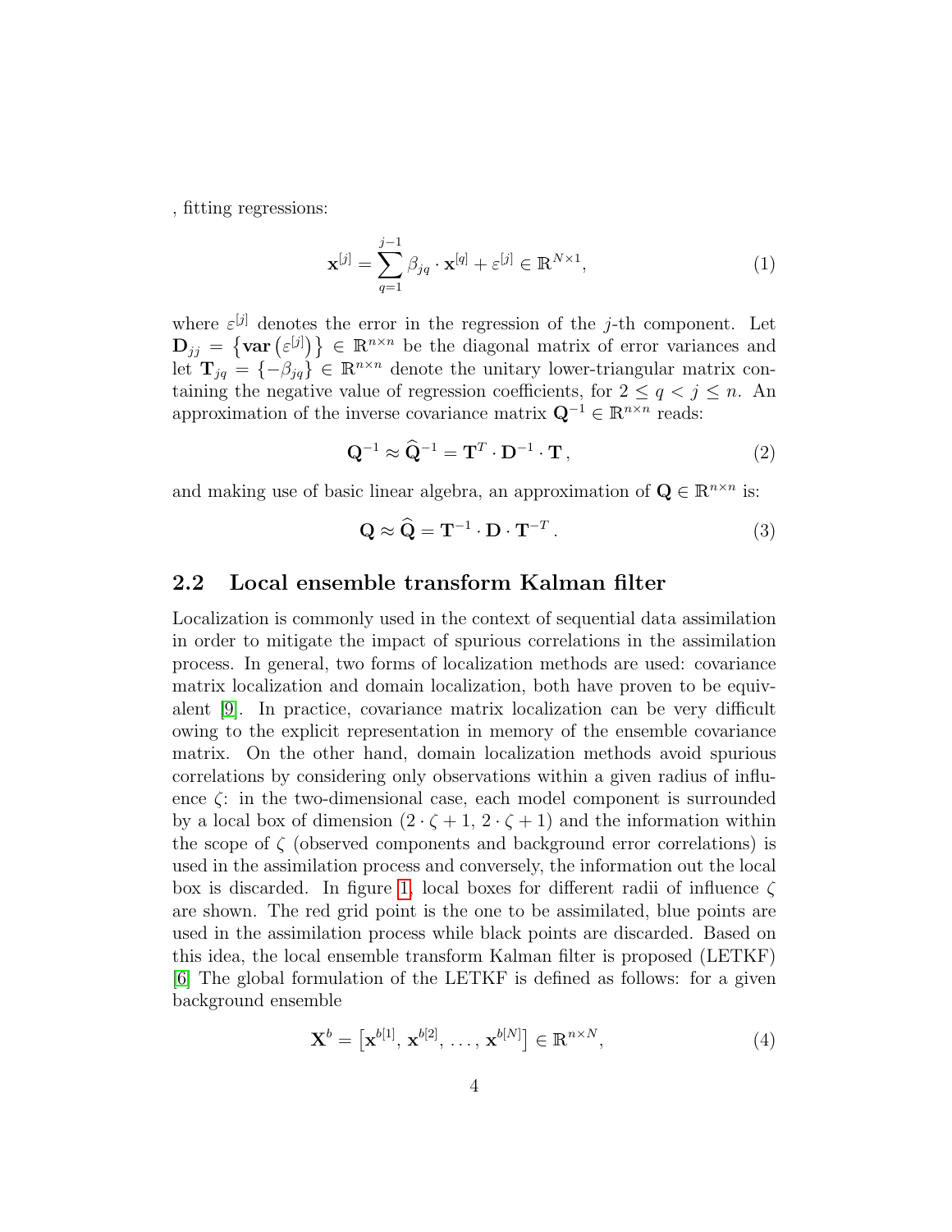, fitting regressions:

$$\mathbf{x}^{[j]} = \sum_{q=1}^{j-1} \beta_{jq} \cdot \mathbf{x}^{[q]} + \varepsilon^{[j]} \in \mathbb{R}^{N \times 1}, \tag{1}$$

where $\varepsilon^{[j]}$ denotes the error in the regression of the $j$-th component. Let $\mathbf{D}_{jj} = \left\{ \mathbf{var}\left(\varepsilon^{[j]}\right) \right\} \in \mathbb{R}^{n \times n}$ be the diagonal matrix of error variances and let $\mathbf{T}_{jq} = \{-\beta_{jq}\} \in \mathbb{R}^{n \times n}$ denote the unitary lower-triangular matrix containing the negative value of regression coefficients, for $2 \leq q < j \leq n$. An approximation of the inverse covariance matrix $\mathbf{Q}^{-1} \in \mathbb{R}^{n \times n}$ reads:

$$\mathbf{Q}^{-1} \approx \widehat{\mathbf{Q}}^{-1} = \mathbf{T}^{T} \cdot \mathbf{D}^{-1} \cdot \mathbf{T}\,, \tag{2}$$

and making use of basic linear algebra, an approximation of $\mathbf{Q} \in \mathbb{R}^{n \times n}$ is:

$$\mathbf{Q} \approx \widehat{\mathbf{Q}} = \mathbf{T}^{-1} \cdot \mathbf{D} \cdot \mathbf{T}^{-T}\,. \tag{3}$$

## 2.2 Local ensemble transform Kalman filter

Localization is commonly used in the context of sequential data assimilation in order to mitigate the impact of spurious correlations in the assimilation process. In general, two forms of localization methods are used: covariance matrix localization and domain localization, both have proven to be equivalent [9]. In practice, covariance matrix localization can be very difficult owing to the explicit representation in memory of the ensemble covariance matrix. On the other hand, domain localization methods avoid spurious correlations by considering only observations within a given radius of influence $\zeta$: in the two-dimensional case, each model component is surrounded by a local box of dimension $(2 \cdot \zeta + 1,\, 2 \cdot \zeta + 1)$ and the information within the scope of $\zeta$ (observed components and background error correlations) is used in the assimilation process and conversely, the information out the local box is discarded. In figure 1, local boxes for different radii of influence $\zeta$ are shown. The red grid point is the one to be assimilated, blue points are used in the assimilation process while black points are discarded. Based on this idea, the local ensemble transform Kalman filter is proposed (LETKF) [6] The global formulation of the LETKF is defined as follows: for a given background ensemble

$$\mathbf{X}^{b} = \left[\mathbf{x}^{b[1]},\, \mathbf{x}^{b[2]},\, \ldots,\, \mathbf{x}^{b[N]}\right] \in \mathbb{R}^{n \times N}, \tag{4}$$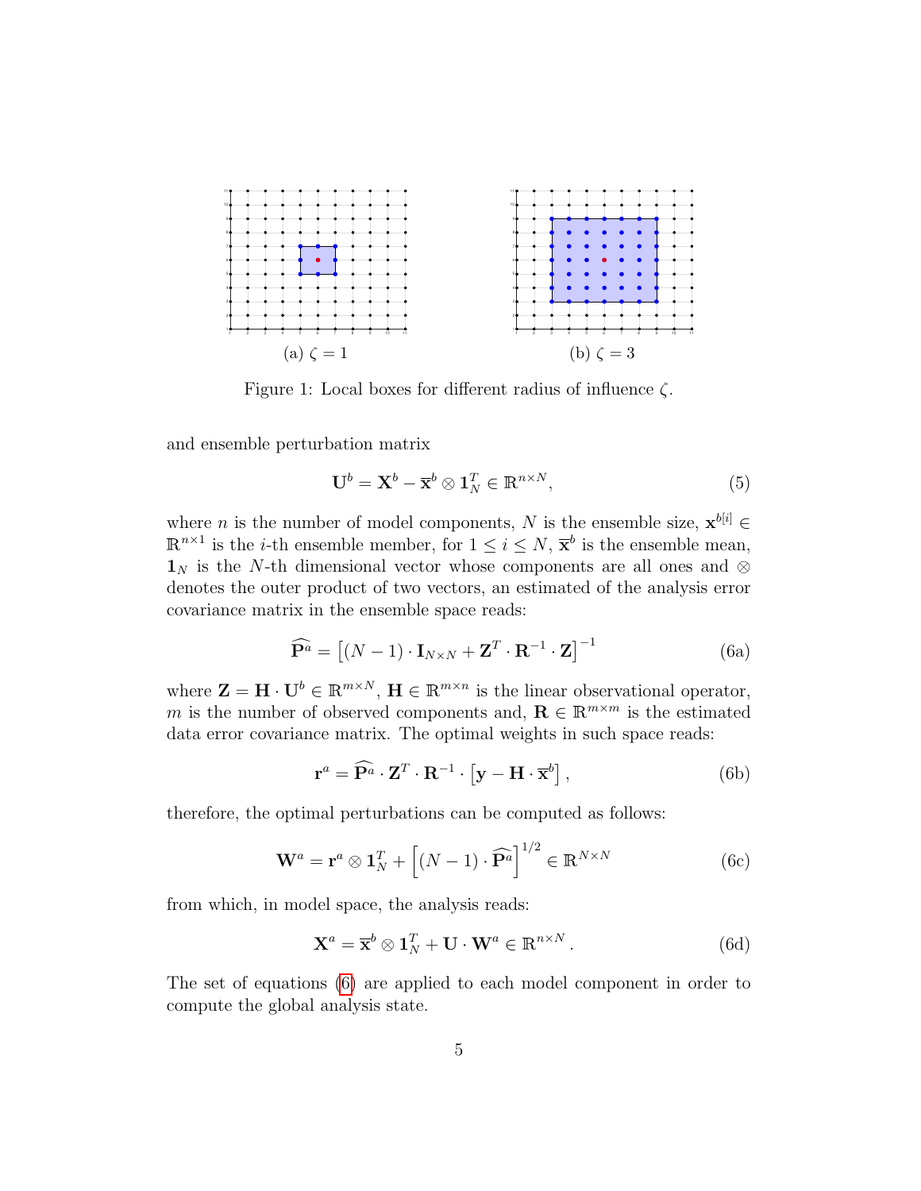(a) $\zeta = 1$

(b) $\zeta = 3$

Figure 1: Local boxes for different radius of influence $\zeta$.

and ensemble perturbation matrix

$$\mathbf{U}^b = \mathbf{X}^b - \overline{\mathbf{x}}^b \otimes \mathbf{1}_N^T \in \mathbb{R}^{n \times N}, \tag{5}$$

where $n$ is the number of model components, $N$ is the ensemble size, $\mathbf{x}^{b[i]} \in \mathbb{R}^{n \times 1}$ is the $i$-th ensemble member, for $1 \leq i \leq N$, $\overline{\mathbf{x}}^b$ is the ensemble mean, $\mathbf{1}_N$ is the $N$-th dimensional vector whose components are all ones and $\otimes$ denotes the outer product of two vectors, an estimated of the analysis error covariance matrix in the ensemble space reads:

$$\widehat{\mathbf{P}^a} = \left[ (N-1) \cdot \mathbf{I}_{N \times N} + \mathbf{Z}^T \cdot \mathbf{R}^{-1} \cdot \mathbf{Z} \right]^{-1} \tag{6a}$$

where $\mathbf{Z} = \mathbf{H} \cdot \mathbf{U}^b \in \mathbb{R}^{m \times N}$, $\mathbf{H} \in \mathbb{R}^{m \times n}$ is the linear observational operator, $m$ is the number of observed components and, $\mathbf{R} \in \mathbb{R}^{m \times m}$ is the estimated data error covariance matrix. The optimal weights in such space reads:

$$\mathbf{r}^a = \widehat{\mathbf{P}^a} \cdot \mathbf{Z}^T \cdot \mathbf{R}^{-1} \cdot \left[ \mathbf{y} - \mathbf{H} \cdot \overline{\mathbf{x}}^b \right], \tag{6b}$$

therefore, the optimal perturbations can be computed as follows:

$$\mathbf{W}^a = \mathbf{r}^a \otimes \mathbf{1}_N^T + \left[ (N-1) \cdot \widehat{\mathbf{P}^a} \right]^{1/2} \in \mathbb{R}^{N \times N} \tag{6c}$$

from which, in model space, the analysis reads:

$$\mathbf{X}^a = \overline{\mathbf{x}}^b \otimes \mathbf{1}_N^T + \mathbf{U} \cdot \mathbf{W}^a \in \mathbb{R}^{n \times N}. \tag{6d}$$

The set of equations (6) are applied to each model component in order to compute the global analysis state.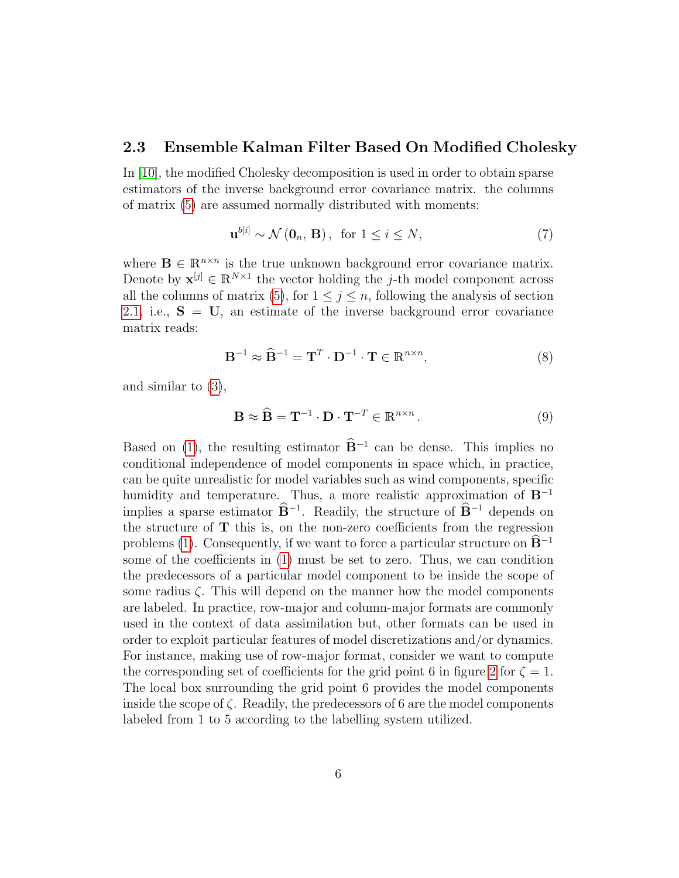### 2.3 Ensemble Kalman Filter Based On Modified Cholesky

In [10], the modified Cholesky decomposition is used in order to obtain sparse estimators of the inverse background error covariance matrix. the columns of matrix (5) are assumed normally distributed with moments:

$$\mathbf{u}^{b[i]} \sim \mathcal{N}\left(\mathbf{0}_n,\, \mathbf{B}\right),\ \text{ for } 1 \leq i \leq N, \tag{7}$$

where $\mathbf{B} \in \mathbb{R}^{n \times n}$ is the true unknown background error covariance matrix. Denote by $\mathbf{x}^{[j]} \in \mathbb{R}^{N \times 1}$ the vector holding the $j$-th model component across all the columns of matrix (5), for $1 \leq j \leq n$, following the analysis of section 2.1, i.e., $\mathbf{S} = \mathbf{U}$, an estimate of the inverse background error covariance matrix reads:

$$\mathbf{B}^{-1} \approx \widehat{\mathbf{B}}^{-1} = \mathbf{T}^T \cdot \mathbf{D}^{-1} \cdot \mathbf{T} \in \mathbb{R}^{n \times n}, \tag{8}$$

and similar to (3),

$$\mathbf{B} \approx \widehat{\mathbf{B}} = \mathbf{T}^{-1} \cdot \mathbf{D} \cdot \mathbf{T}^{-T} \in \mathbb{R}^{n \times n}\,. \tag{9}$$

Based on (1), the resulting estimator $\widehat{\mathbf{B}}^{-1}$ can be dense. This implies no conditional independence of model components in space which, in practice, can be quite unrealistic for model variables such as wind components, specific humidity and temperature. Thus, a more realistic approximation of $\mathbf{B}^{-1}$ implies a sparse estimator $\widehat{\mathbf{B}}^{-1}$. Readily, the structure of $\widehat{\mathbf{B}}^{-1}$ depends on the structure of $\mathbf{T}$ this is, on the non-zero coefficients from the regression problems (1). Consequently, if we want to force a particular structure on $\widehat{\mathbf{B}}^{-1}$ some of the coefficients in (1) must be set to zero. Thus, we can condition the predecessors of a particular model component to be inside the scope of some radius $\zeta$. This will depend on the manner how the model components are labeled. In practice, row-major and column-major formats are commonly used in the context of data assimilation but, other formats can be used in order to exploit particular features of model discretizations and/or dynamics. For instance, making use of row-major format, consider we want to compute the corresponding set of coefficients for the grid point 6 in figure 2 for $\zeta = 1$. The local box surrounding the grid point 6 provides the model components inside the scope of $\zeta$. Readily, the predecessors of 6 are the model components labeled from 1 to 5 according to the labelling system utilized.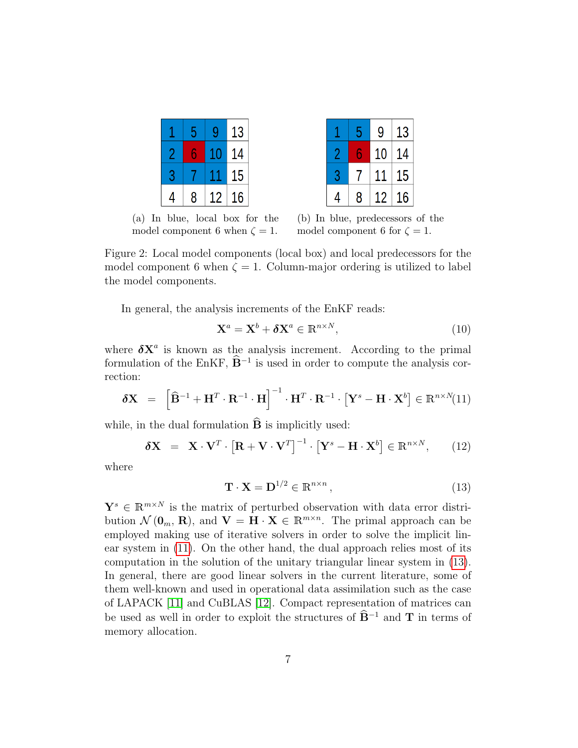| 1 | 5 | 9 | 13 |
|---|---|---|---|
| 2 | 6 | 10 | 14 |
| 3 | 7 | 11 | 15 |
| 4 | 8 | 12 | 16 |

(a) In blue, local box for the model component 6 when $\zeta = 1$.

| 1 | 5 | 9 | 13 |
|---|---|---|---|
| 2 | 6 | 10 | 14 |
| 3 | 7 | 11 | 15 |
| 4 | 8 | 12 | 16 |

(b) In blue, predecessors of the model component 6 for $\zeta = 1$.

Figure 2: Local model components (local box) and local predecessors for the model component 6 when $\zeta = 1$. Column-major ordering is utilized to label the model components.

In general, the analysis increments of the EnKF reads:

$$\mathbf{X}^a = \mathbf{X}^b + \boldsymbol{\delta}\mathbf{X}^a \in \mathbb{R}^{n \times N}, \tag{10}$$

where $\boldsymbol{\delta}\mathbf{X}^a$ is known as the analysis increment. According to the primal formulation of the EnKF, $\widehat{\mathbf{B}}^{-1}$ is used in order to compute the analysis correction:

$$\boldsymbol{\delta}\mathbf{X} = \left[\widehat{\mathbf{B}}^{-1} + \mathbf{H}^T \cdot \mathbf{R}^{-1} \cdot \mathbf{H}\right]^{-1} \cdot \mathbf{H}^T \cdot \mathbf{R}^{-1} \cdot \left[\mathbf{Y}^s - \mathbf{H} \cdot \mathbf{X}^b\right] \in \mathbb{R}^{n \times N} \tag{11}$$

while, in the dual formulation $\widehat{\mathbf{B}}$ is implicitly used:

$$\boldsymbol{\delta}\mathbf{X} = \mathbf{X} \cdot \mathbf{V}^T \cdot \left[\mathbf{R} + \mathbf{V} \cdot \mathbf{V}^T\right]^{-1} \cdot \left[\mathbf{Y}^s - \mathbf{H} \cdot \mathbf{X}^b\right] \in \mathbb{R}^{n \times N}, \tag{12}$$

where

$$\mathbf{T} \cdot \mathbf{X} = \mathbf{D}^{1/2} \in \mathbb{R}^{n \times n}, \tag{13}$$

$\mathbf{Y}^s \in \mathbb{R}^{m \times N}$ is the matrix of perturbed observation with data error distribution $\mathcal{N}(\mathbf{0}_m, \mathbf{R})$, and $\mathbf{V} = \mathbf{H} \cdot \mathbf{X} \in \mathbb{R}^{m \times n}$. The primal approach can be employed making use of iterative solvers in order to solve the implicit linear system in (11). On the other hand, the dual approach relies most of its computation in the solution of the unitary triangular linear system in (13). In general, there are good linear solvers in the current literature, some of them well-known and used in operational data assimilation such as the case of LAPACK [11] and CuBLAS [12]. Compact representation of matrices can be used as well in order to exploit the structures of $\widehat{\mathbf{B}}^{-1}$ and $\mathbf{T}$ in terms of memory allocation.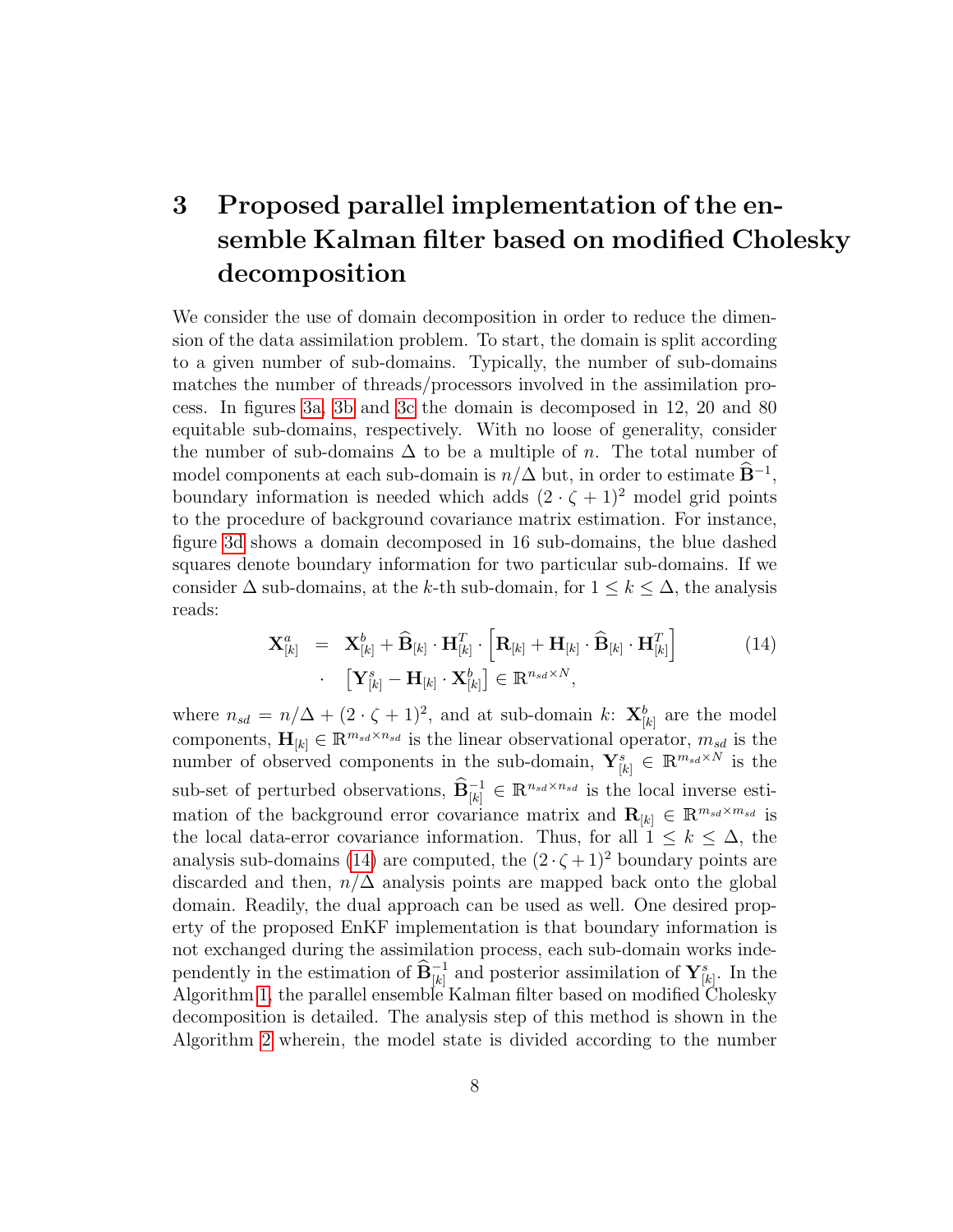# 3 Proposed parallel implementation of the ensemble Kalman filter based on modified Cholesky decomposition

We consider the use of domain decomposition in order to reduce the dimension of the data assimilation problem. To start, the domain is split according to a given number of sub-domains. Typically, the number of sub-domains matches the number of threads/processors involved in the assimilation process. In figures 3a, 3b and 3c the domain is decomposed in 12, 20 and 80 equitable sub-domains, respectively. With no loose of generality, consider the number of sub-domains $\Delta$ to be a multiple of $n$. The total number of model components at each sub-domain is $n/\Delta$ but, in order to estimate $\widehat{\mathbf{B}}^{-1}$, boundary information is needed which adds $(2 \cdot \zeta + 1)^2$ model grid points to the procedure of background covariance matrix estimation. For instance, figure 3d shows a domain decomposed in 16 sub-domains, the blue dashed squares denote boundary information for two particular sub-domains. If we consider $\Delta$ sub-domains, at the $k$-th sub-domain, for $1 \leq k \leq \Delta$, the analysis reads:

$$
\begin{aligned}
\mathbf{X}^a_{[k]} &= \mathbf{X}^b_{[k]} + \widehat{\mathbf{B}}_{[k]} \cdot \mathbf{H}^T_{[k]} \cdot \left[\mathbf{R}_{[k]} + \mathbf{H}_{[k]} \cdot \widehat{\mathbf{B}}_{[k]} \cdot \mathbf{H}^T_{[k]}\right] \\
&\cdot \left[\mathbf{Y}^s_{[k]} - \mathbf{H}_{[k]} \cdot \mathbf{X}^b_{[k]}\right] \in \mathbb{R}^{n_{sd} \times N},
\end{aligned} \tag{14}
$$

where $n_{sd} = n/\Delta + (2 \cdot \zeta + 1)^2$, and at sub-domain $k$: $\mathbf{X}^b_{[k]}$ are the model components, $\mathbf{H}_{[k]} \in \mathbb{R}^{m_{sd} \times n_{sd}}$ is the linear observational operator, $m_{sd}$ is the number of observed components in the sub-domain, $\mathbf{Y}^s_{[k]} \in \mathbb{R}^{m_{sd} \times N}$ is the sub-set of perturbed observations, $\widehat{\mathbf{B}}^{-1}_{[k]} \in \mathbb{R}^{n_{sd} \times n_{sd}}$ is the local inverse estimation of the background error covariance matrix and $\mathbf{R}_{[k]} \in \mathbb{R}^{m_{sd} \times m_{sd}}$ is the local data-error covariance information. Thus, for all $1 \leq k \leq \Delta$, the analysis sub-domains (14) are computed, the $(2 \cdot \zeta + 1)^2$ boundary points are discarded and then, $n/\Delta$ analysis points are mapped back onto the global domain. Readily, the dual approach can be used as well. One desired property of the proposed EnKF implementation is that boundary information is not exchanged during the assimilation process, each sub-domain works independently in the estimation of $\widehat{\mathbf{B}}^{-1}_{[k]}$ and posterior assimilation of $\mathbf{Y}^s_{[k]}$. In the Algorithm 1, the parallel ensemble Kalman filter based on modified Cholesky decomposition is detailed. The analysis step of this method is shown in the Algorithm 2 wherein, the model state is divided according to the number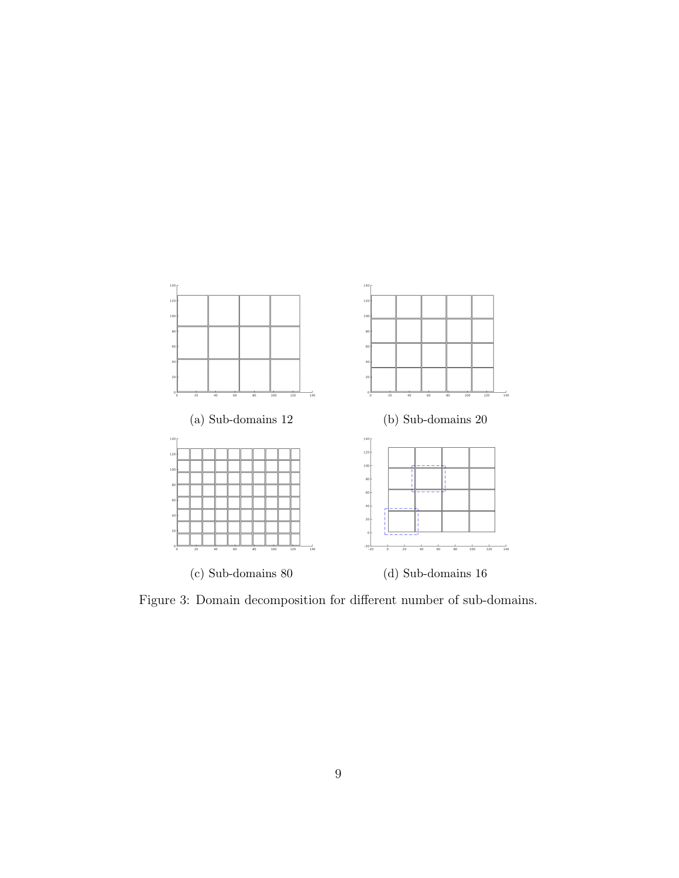(a) Sub-domains 12

(b) Sub-domains 20

(c) Sub-domains 80

(d) Sub-domains 16

Figure 3: Domain decomposition for different number of sub-domains.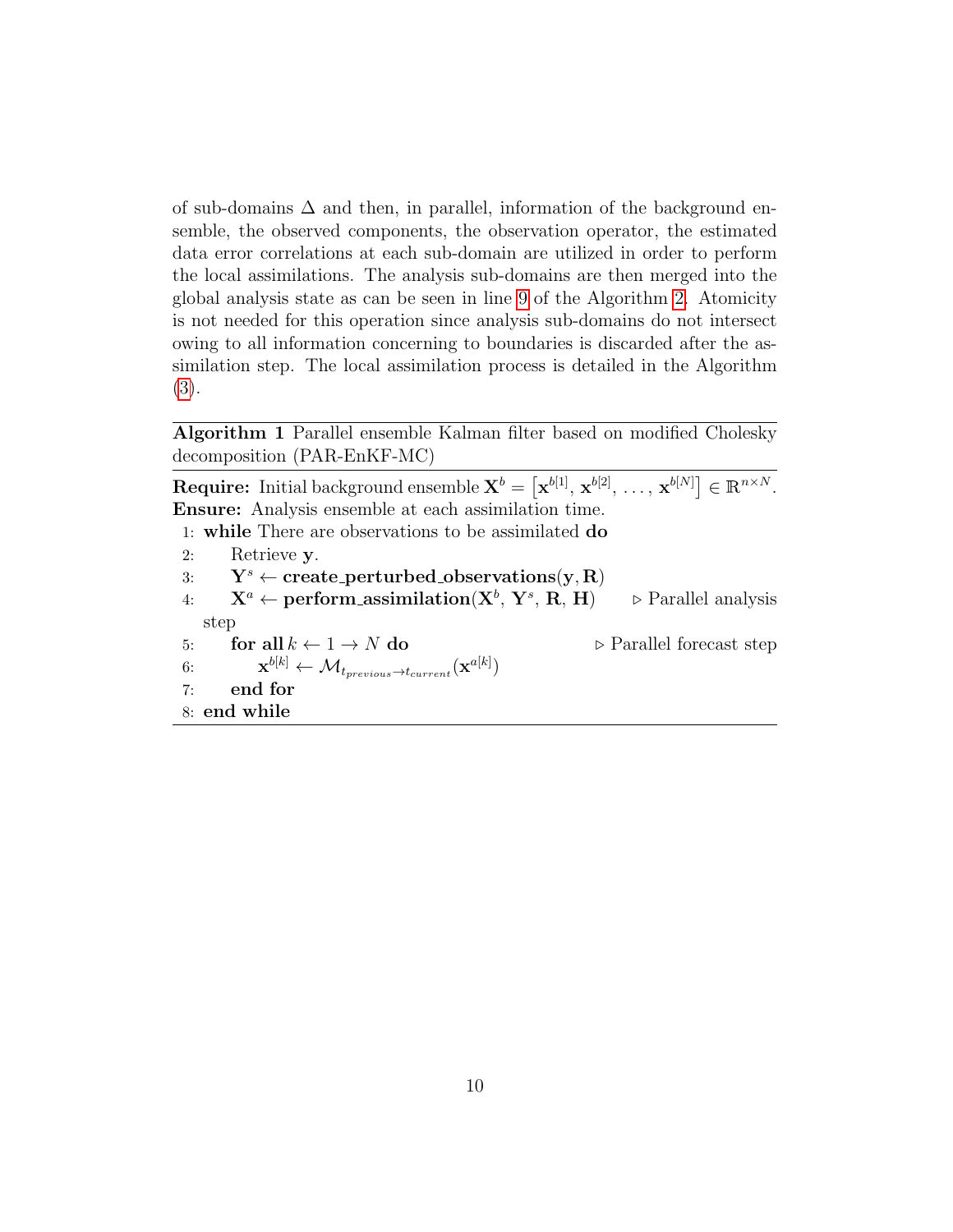of sub-domains $\Delta$ and then, in parallel, information of the background ensemble, the observed components, the observation operator, the estimated data error correlations at each sub-domain are utilized in order to perform the local assimilations. The analysis sub-domains are then merged into the global analysis state as can be seen in line 9 of the Algorithm 2. Atomicity is not needed for this operation since analysis sub-domains do not intersect owing to all information concerning to boundaries is discarded after the assimilation step. The local assimilation process is detailed in the Algorithm (3).

---

**Algorithm 1** Parallel ensemble Kalman filter based on modified Cholesky decomposition (PAR-EnKF-MC)

---

**Require:** Initial background ensemble $\mathbf{X}^b = \left[\mathbf{x}^{b[1]},\, \mathbf{x}^{b[2]},\, \ldots,\, \mathbf{x}^{b[N]}\right] \in \mathbb{R}^{n \times N}$.
**Ensure:** Analysis ensemble at each assimilation time.

1: **while** There are observations to be assimilated **do**
2: &nbsp;&nbsp;&nbsp;&nbsp;Retrieve $\mathbf{y}$.
3: &nbsp;&nbsp;&nbsp;&nbsp;$\mathbf{Y}^s \leftarrow$ **create_perturbed_observations**$(\mathbf{y}, \mathbf{R})$
4: &nbsp;&nbsp;&nbsp;&nbsp;$\mathbf{X}^a \leftarrow$ **perform_assimilation**$(\mathbf{X}^b,\, \mathbf{Y}^s,\, \mathbf{R},\, \mathbf{H})$ &nbsp;&nbsp;&nbsp;&nbsp;▷ Parallel analysis step
5: &nbsp;&nbsp;&nbsp;&nbsp;**for all** $k \leftarrow 1 \rightarrow N$ **do** &nbsp;&nbsp;&nbsp;&nbsp;▷ Parallel forecast step
6: &nbsp;&nbsp;&nbsp;&nbsp;&nbsp;&nbsp;&nbsp;&nbsp;$\mathbf{x}^{b[k]} \leftarrow \mathcal{M}_{t_{previous} \rightarrow t_{current}}(\mathbf{x}^{a[k]})$
7: &nbsp;&nbsp;&nbsp;&nbsp;**end for**
8: **end while**

---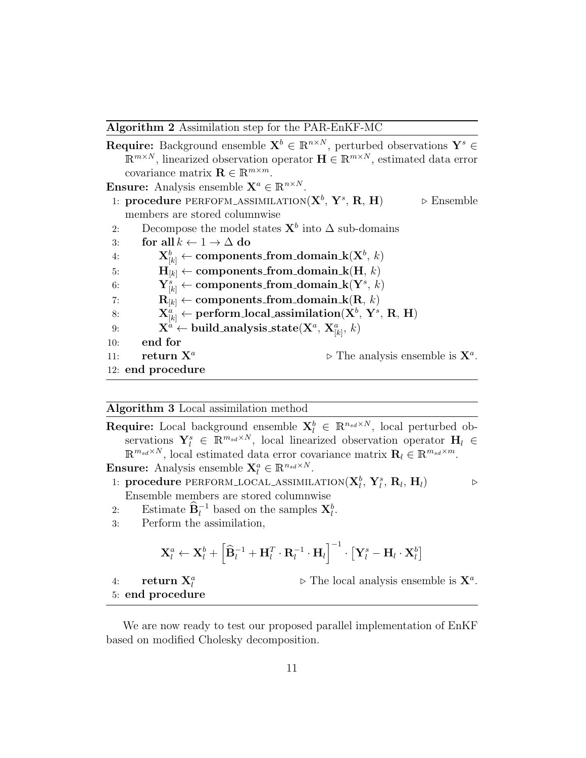**Algorithm 2** Assimilation step for the PAR-EnKF-MC

**Require:** Background ensemble $\mathbf{X}^b \in \mathbb{R}^{n \times N}$, perturbed observations $\mathbf{Y}^s \in \mathbb{R}^{m \times N}$, linearized observation operator $\mathbf{H} \in \mathbb{R}^{m \times N}$, estimated data error covariance matrix $\mathbf{R} \in \mathbb{R}^{m \times m}$.

**Ensure:** Analysis ensemble $\mathbf{X}^a \in \mathbb{R}^{n \times N}$.

1: **procedure** PERFOFM_ASSIMILATION($\mathbf{X}^b$, $\mathbf{Y}^s$, $\mathbf{R}$, $\mathbf{H}$) ▷ Ensemble members are stored columnwise
2: Decompose the model states $\mathbf{X}^b$ into $\Delta$ sub-domains
3: **for all** $k \leftarrow 1 \rightarrow \Delta$ **do**
4: $\mathbf{X}^b_{[k]} \leftarrow$ **components_from_domain_k**($\mathbf{X}^b$, $k$)
5: $\mathbf{H}_{[k]} \leftarrow$ **components_from_domain_k**($\mathbf{H}$, $k$)
6: $\mathbf{Y}^s_{[k]} \leftarrow$ **components_from_domain_k**($\mathbf{Y}^s$, $k$)
7: $\mathbf{R}_{[k]} \leftarrow$ **components_from_domain_k**($\mathbf{R}$, $k$)
8: $\mathbf{X}^a_{[k]} \leftarrow$ **perform_local_assimilation**($\mathbf{X}^b$, $\mathbf{Y}^s$, $\mathbf{R}$, $\mathbf{H}$)
9: $\mathbf{X}^a \leftarrow$ **build_analysis_state**($\mathbf{X}^a$, $\mathbf{X}^a_{[k]}$, $k$)
10: **end for**
11: **return** $\mathbf{X}^a$ ▷ The analysis ensemble is $\mathbf{X}^a$.
12: **end procedure**

**Algorithm 3** Local assimilation method

**Require:** Local background ensemble $\mathbf{X}^b_l \in \mathbb{R}^{n_{sd} \times N}$, local perturbed observations $\mathbf{Y}^s_l \in \mathbb{R}^{m_{sd} \times N}$, local linearized observation operator $\mathbf{H}_l \in \mathbb{R}^{m_{sd} \times N}$, local estimated data error covariance matrix $\mathbf{R}_l \in \mathbb{R}^{m_{sd} \times m}$.

**Ensure:** Analysis ensemble $\mathbf{X}^a_l \in \mathbb{R}^{n_{sd} \times N}$.

1: **procedure** PERFORM_LOCAL_ASSIMILATION($\mathbf{X}^b_l$, $\mathbf{Y}^s_l$, $\mathbf{R}_l$, $\mathbf{H}_l$) ▷ Ensemble members are stored columnwise
2: Estimate $\widehat{\mathbf{B}}_l^{-1}$ based on the samples $\mathbf{X}^b_l$.
3: Perform the assimilation,

$$\mathbf{X}^a_l \leftarrow \mathbf{X}^b_l + \left[\widehat{\mathbf{B}}_l^{-1} + \mathbf{H}_l^T \cdot \mathbf{R}_l^{-1} \cdot \mathbf{H}_l\right]^{-1} \cdot \left[\mathbf{Y}^s_l - \mathbf{H}_l \cdot \mathbf{X}^b_l\right]$$

4: **return** $\mathbf{X}^a_l$ ▷ The local analysis ensemble is $\mathbf{X}^a$.
5: **end procedure**

We are now ready to test our proposed parallel implementation of EnKF based on modified Cholesky decomposition.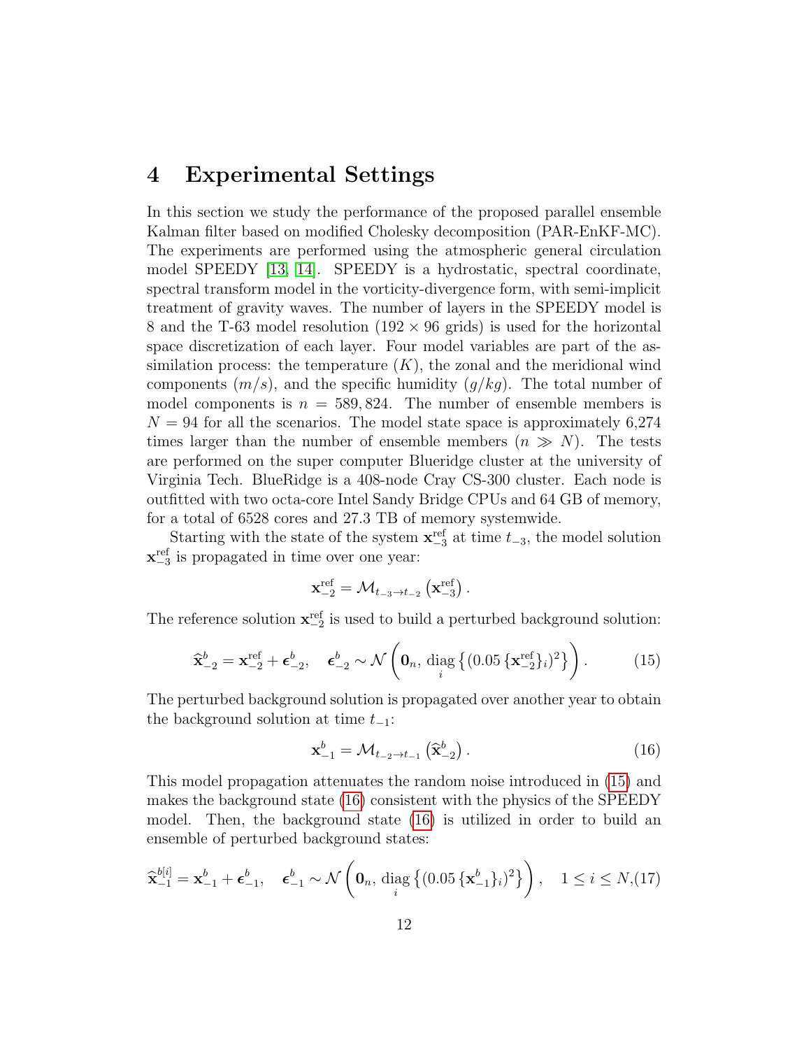## 4 Experimental Settings

In this section we study the performance of the proposed parallel ensemble Kalman filter based on modified Cholesky decomposition (PAR-EnKF-MC). The experiments are performed using the atmospheric general circulation model SPEEDY [13, 14]. SPEEDY is a hydrostatic, spectral coordinate, spectral transform model in the vorticity-divergence form, with semi-implicit treatment of gravity waves. The number of layers in the SPEEDY model is 8 and the T-63 model resolution ($192 \times 96$ grids) is used for the horizontal space discretization of each layer. Four model variables are part of the assimilation process: the temperature ($K$), the zonal and the meridional wind components ($m/s$), and the specific humidity ($g/kg$). The total number of model components is $n = 589,824$. The number of ensemble members is $N = 94$ for all the scenarios. The model state space is approximately 6,274 times larger than the number of ensemble members ($n \gg N$). The tests are performed on the super computer Blueridge cluster at the university of Virginia Tech. BlueRidge is a 408-node Cray CS-300 cluster. Each node is outfitted with two octa-core Intel Sandy Bridge CPUs and 64 GB of memory, for a total of 6528 cores and 27.3 TB of memory systemwide.

Starting with the state of the system $\mathbf{x}^{\text{ref}}_{-3}$ at time $t_{-3}$, the model solution $\mathbf{x}^{\text{ref}}_{-3}$ is propagated in time over one year:

$$\mathbf{x}^{\text{ref}}_{-2} = \mathcal{M}_{t_{-3} \rightarrow t_{-2}} \left( \mathbf{x}^{\text{ref}}_{-3} \right).$$

The reference solution $\mathbf{x}^{\text{ref}}_{-2}$ is used to build a perturbed background solution:

$$\widehat{\mathbf{x}}^{b}_{-2} = \mathbf{x}^{\text{ref}}_{-2} + \boldsymbol{\epsilon}^{b}_{-2}, \quad \boldsymbol{\epsilon}^{b}_{-2} \sim \mathcal{N}\left( \mathbf{0}_n,\, \underset{i}{\text{diag}} \left\{ (0.05 \, \{\mathbf{x}^{\text{ref}}_{-2}\}_i)^2 \right\} \right). \tag{15}$$

The perturbed background solution is propagated over another year to obtain the background solution at time $t_{-1}$:

$$\mathbf{x}^{b}_{-1} = \mathcal{M}_{t_{-2} \rightarrow t_{-1}} \left( \widehat{\mathbf{x}}^{b}_{-2} \right). \tag{16}$$

This model propagation attenuates the random noise introduced in (15) and makes the background state (16) consistent with the physics of the SPEEDY model. Then, the background state (16) is utilized in order to build an ensemble of perturbed background states:

$$\widehat{\mathbf{x}}^{b[i]}_{-1} = \mathbf{x}^{b}_{-1} + \boldsymbol{\epsilon}^{b}_{-1}, \quad \boldsymbol{\epsilon}^{b}_{-1} \sim \mathcal{N}\left( \mathbf{0}_n,\, \underset{i}{\text{diag}} \left\{ (0.05 \, \{\mathbf{x}^{b}_{-1}\}_i)^2 \right\} \right), \quad 1 \leq i \leq N, \tag{17}$$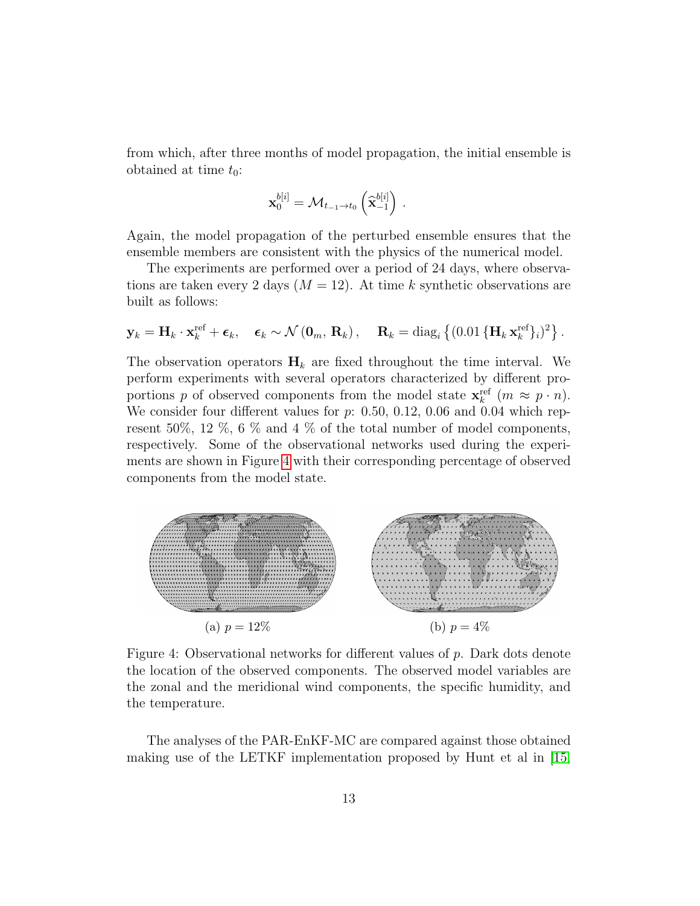from which, after three months of model propagation, the initial ensemble is obtained at time $t_0$:

$$\mathbf{x}_0^{b[i]} = \mathcal{M}_{t_{-1} \rightarrow t_0} \left( \widehat{\mathbf{x}}_{-1}^{b[i]} \right) .$$

Again, the model propagation of the perturbed ensemble ensures that the ensemble members are consistent with the physics of the numerical model.

The experiments are performed over a period of 24 days, where observations are taken every 2 days ($M = 12$). At time $k$ synthetic observations are built as follows:

$$\mathbf{y}_k = \mathbf{H}_k \cdot \mathbf{x}_k^{\text{ref}} + \boldsymbol{\epsilon}_k, \quad \boldsymbol{\epsilon}_k \sim \mathcal{N}\left(\mathbf{0}_m, \, \mathbf{R}_k\right), \quad \mathbf{R}_k = \text{diag}_i \left\{ (0.01 \, \{\mathbf{H}_k \, \mathbf{x}_k^{\text{ref}}\}_i)^2 \right\} .$$

The observation operators $\mathbf{H}_k$ are fixed throughout the time interval. We perform experiments with several operators characterized by different proportions $p$ of observed components from the model state $\mathbf{x}_k^{\text{ref}}$ ($m \approx p \cdot n$). We consider four different values for $p$: 0.50, 0.12, 0.06 and 0.04 which represent 50%, 12 %, 6 % and 4 % of the total number of model components, respectively. Some of the observational networks used during the experiments are shown in Figure 4 with their corresponding percentage of observed components from the model state.

(a) $p = 12\%$

(b) $p = 4\%$

Figure 4: Observational networks for different values of $p$. Dark dots denote the location of the observed components. The observed model variables are the zonal and the meridional wind components, the specific humidity, and the temperature.

The analyses of the PAR-EnKF-MC are compared against those obtained making use of the LETKF implementation proposed by Hunt et al in [15,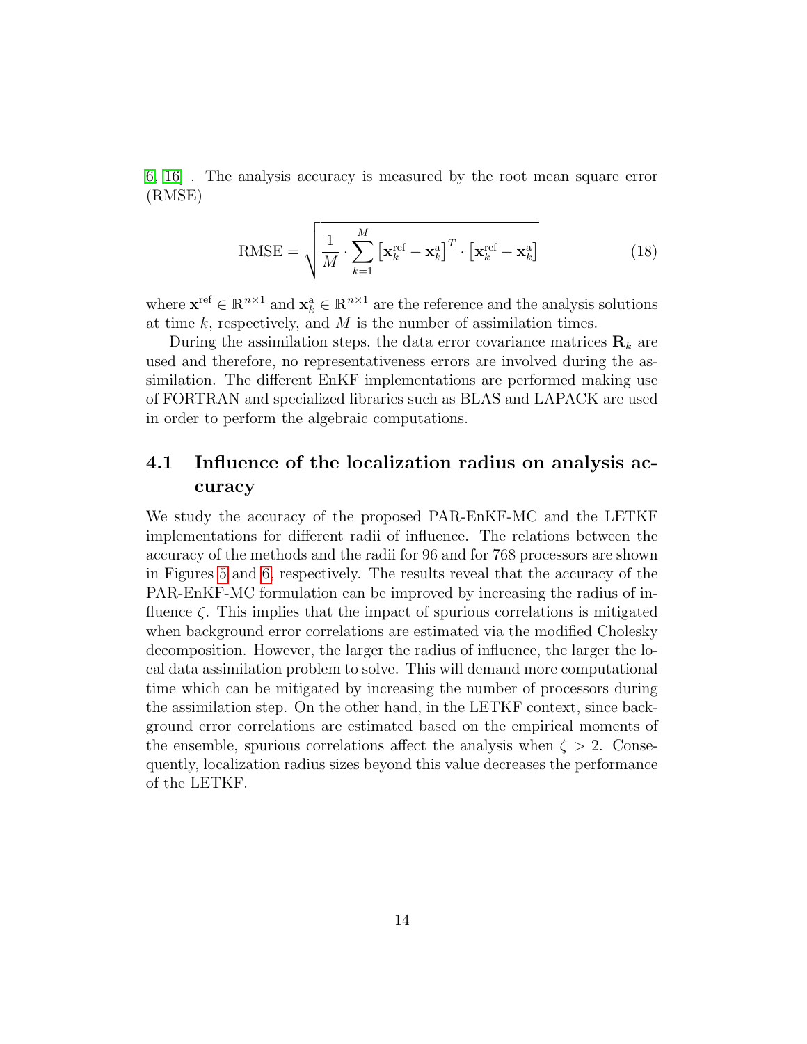[6, 16] . The analysis accuracy is measured by the root mean square error (RMSE)

$$\text{RMSE} = \sqrt{\frac{1}{M} \cdot \sum_{k=1}^{M} \left[\mathbf{x}_k^{\text{ref}} - \mathbf{x}_k^{\text{a}}\right]^T \cdot \left[\mathbf{x}_k^{\text{ref}} - \mathbf{x}_k^{\text{a}}\right]} \tag{18}$$

where $\mathbf{x}^{\text{ref}} \in \mathbb{R}^{n\times 1}$ and $\mathbf{x}_k^{\text{a}} \in \mathbb{R}^{n\times 1}$ are the reference and the analysis solutions at time $k$, respectively, and $M$ is the number of assimilation times.

During the assimilation steps, the data error covariance matrices $\mathbf{R}_k$ are used and therefore, no representativeness errors are involved during the assimilation. The different EnKF implementations are performed making use of FORTRAN and specialized libraries such as BLAS and LAPACK are used in order to perform the algebraic computations.

## 4.1 Influence of the localization radius on analysis accuracy

We study the accuracy of the proposed PAR-EnKF-MC and the LETKF implementations for different radii of influence. The relations between the accuracy of the methods and the radii for 96 and for 768 processors are shown in Figures 5 and 6, respectively. The results reveal that the accuracy of the PAR-EnKF-MC formulation can be improved by increasing the radius of influence $\zeta$. This implies that the impact of spurious correlations is mitigated when background error correlations are estimated via the modified Cholesky decomposition. However, the larger the radius of influence, the larger the local data assimilation problem to solve. This will demand more computational time which can be mitigated by increasing the number of processors during the assimilation step. On the other hand, in the LETKF context, since background error correlations are estimated based on the empirical moments of the ensemble, spurious correlations affect the analysis when $\zeta > 2$. Consequently, localization radius sizes beyond this value decreases the performance of the LETKF.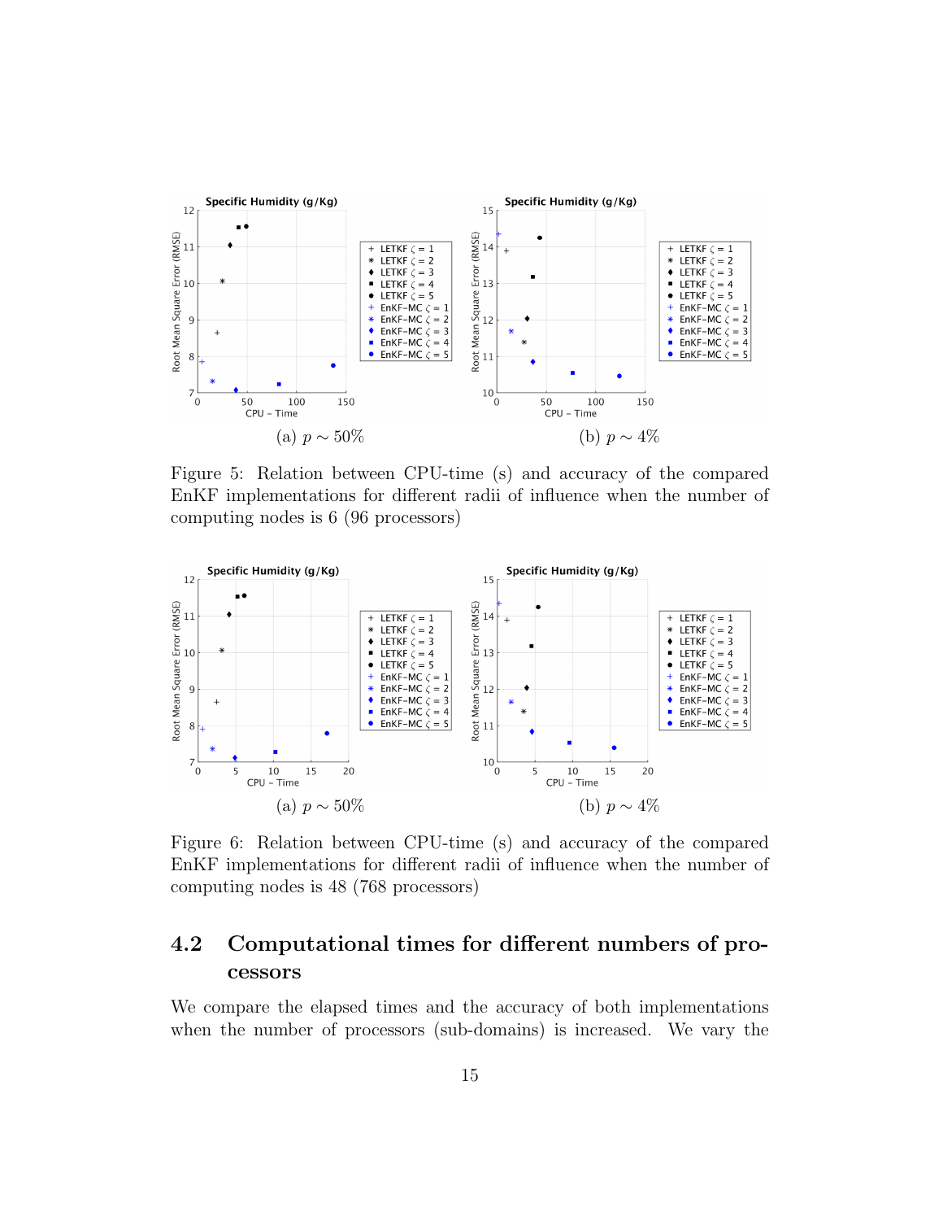(a) $p \sim 50\%$

(b) $p \sim 4\%$

Figure 5: Relation between CPU-time (s) and accuracy of the compared EnKF implementations for different radii of influence when the number of computing nodes is 6 (96 processors)

(a) $p \sim 50\%$

(b) $p \sim 4\%$

Figure 6: Relation between CPU-time (s) and accuracy of the compared EnKF implementations for different radii of influence when the number of computing nodes is 48 (768 processors)

## 4.2 Computational times for different numbers of processors

We compare the elapsed times and the accuracy of both implementations when the number of processors (sub-domains) is increased. We vary the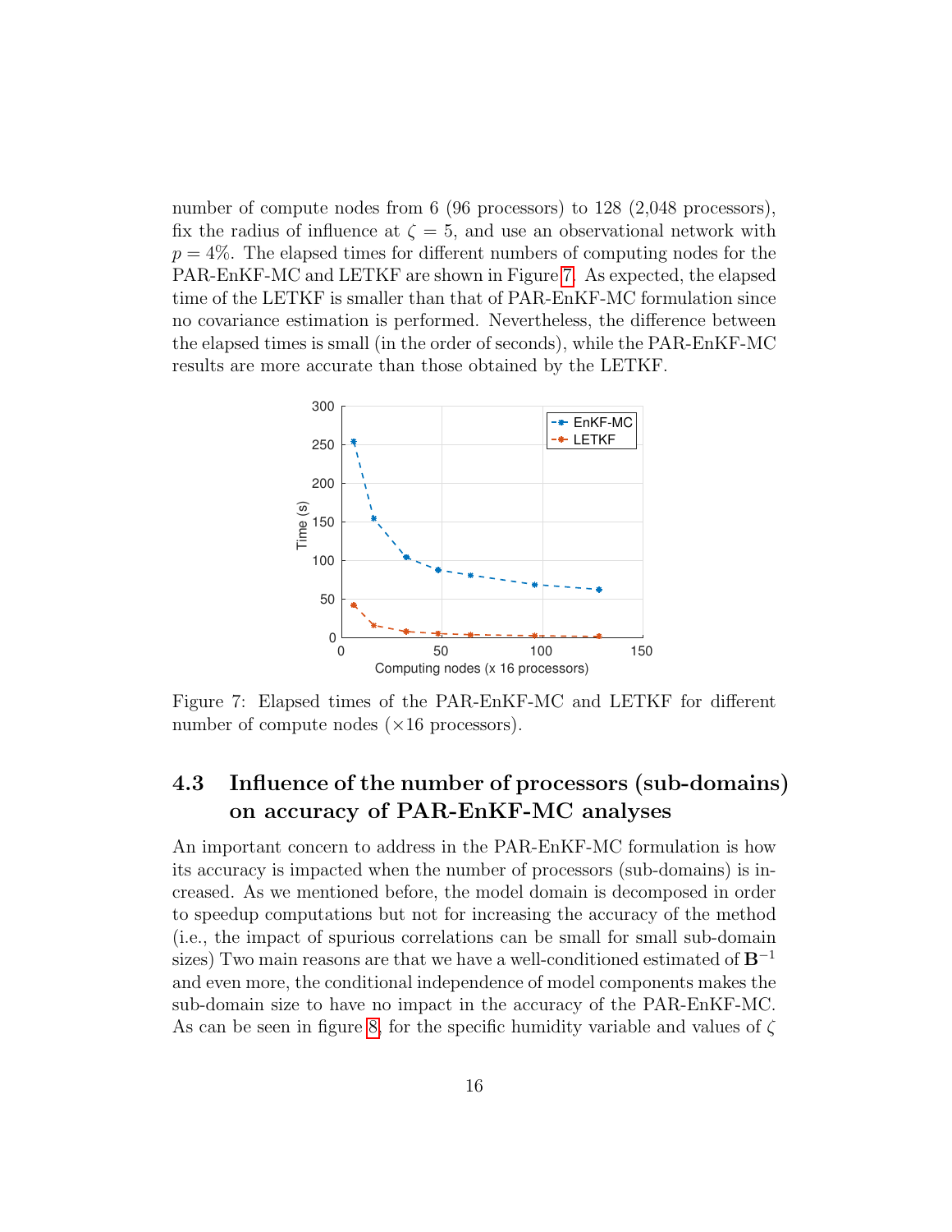number of compute nodes from 6 (96 processors) to 128 (2,048 processors), fix the radius of influence at $\zeta = 5$, and use an observational network with $p = 4\%$. The elapsed times for different numbers of computing nodes for the PAR-EnKF-MC and LETKF are shown in Figure 7. As expected, the elapsed time of the LETKF is smaller than that of PAR-EnKF-MC formulation since no covariance estimation is performed. Nevertheless, the difference between the elapsed times is small (in the order of seconds), while the PAR-EnKF-MC results are more accurate than those obtained by the LETKF.

Figure 7: Elapsed times of the PAR-EnKF-MC and LETKF for different number of compute nodes ($\times 16$ processors).

## 4.3 Influence of the number of processors (sub-domains) on accuracy of PAR-EnKF-MC analyses

An important concern to address in the PAR-EnKF-MC formulation is how its accuracy is impacted when the number of processors (sub-domains) is increased. As we mentioned before, the model domain is decomposed in order to speedup computations but not for increasing the accuracy of the method (i.e., the impact of spurious correlations can be small for small sub-domain sizes) Two main reasons are that we have a well-conditioned estimated of $\mathbf{B}^{-1}$ and even more, the conditional independence of model components makes the sub-domain size to have no impact in the accuracy of the PAR-EnKF-MC. As can be seen in figure 8, for the specific humidity variable and values of $\zeta$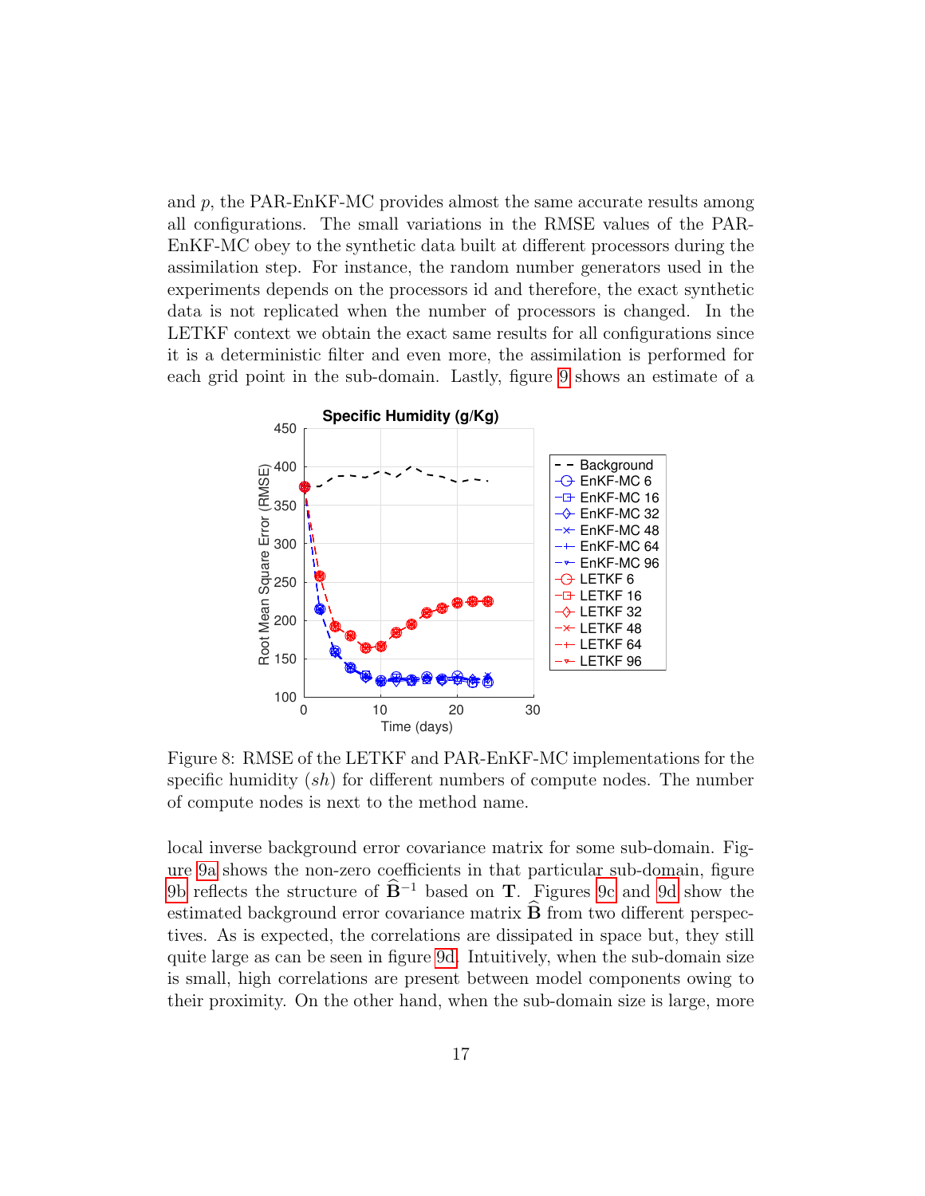and $p$, the PAR-EnKF-MC provides almost the same accurate results among all configurations. The small variations in the RMSE values of the PAR-EnKF-MC obey to the synthetic data built at different processors during the assimilation step. For instance, the random number generators used in the experiments depends on the processors id and therefore, the exact synthetic data is not replicated when the number of processors is changed. In the LETKF context we obtain the exact same results for all configurations since it is a deterministic filter and even more, the assimilation is performed for each grid point in the sub-domain. Lastly, figure 9 shows an estimate of a

Figure 8: RMSE of the LETKF and PAR-EnKF-MC implementations for the specific humidity ($sh$) for different numbers of compute nodes. The number of compute nodes is next to the method name.

local inverse background error covariance matrix for some sub-domain. Figure 9a shows the non-zero coefficients in that particular sub-domain, figure 9b reflects the structure of $\widehat{\mathbf{B}}^{-1}$ based on $\mathbf{T}$. Figures 9c and 9d show the estimated background error covariance matrix $\widehat{\mathbf{B}}$ from two different perspectives. As is expected, the correlations are dissipated in space but, they still quite large as can be seen in figure 9d. Intuitively, when the sub-domain size is small, high correlations are present between model components owing to their proximity. On the other hand, when the sub-domain size is large, more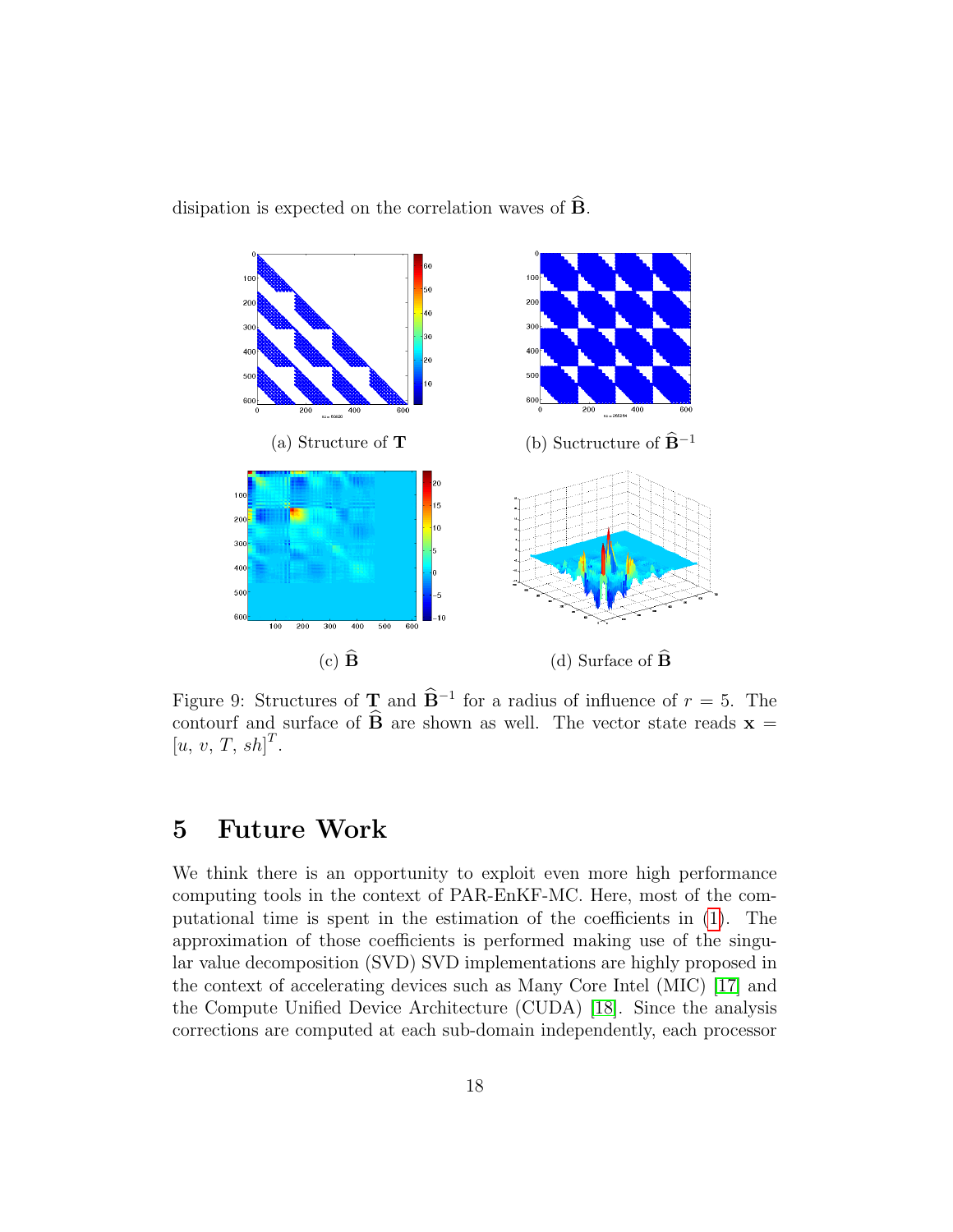disipation is expected on the correlation waves of $\widehat{\mathbf{B}}$.

(a) Structure of $\mathbf{T}$

(b) Suctructure of $\widehat{\mathbf{B}}^{-1}$

(c) $\widehat{\mathbf{B}}$

(d) Surface of $\widehat{\mathbf{B}}$

Figure 9: Structures of $\mathbf{T}$ and $\widehat{\mathbf{B}}^{-1}$ for a radius of influence of $r = 5$. The contourf and surface of $\widehat{\mathbf{B}}$ are shown as well. The vector state reads $\mathbf{x} = [u,\, v,\, T,\, sh]^T$.

# 5 Future Work

We think there is an opportunity to exploit even more high performance computing tools in the context of PAR-EnKF-MC. Here, most of the computational time is spent in the estimation of the coefficients in (1). The approximation of those coefficients is performed making use of the singular value decomposition (SVD) SVD implementations are highly proposed in the context of accelerating devices such as Many Core Intel (MIC) [17] and the Compute Unified Device Architecture (CUDA) [18]. Since the analysis corrections are computed at each sub-domain independently, each processor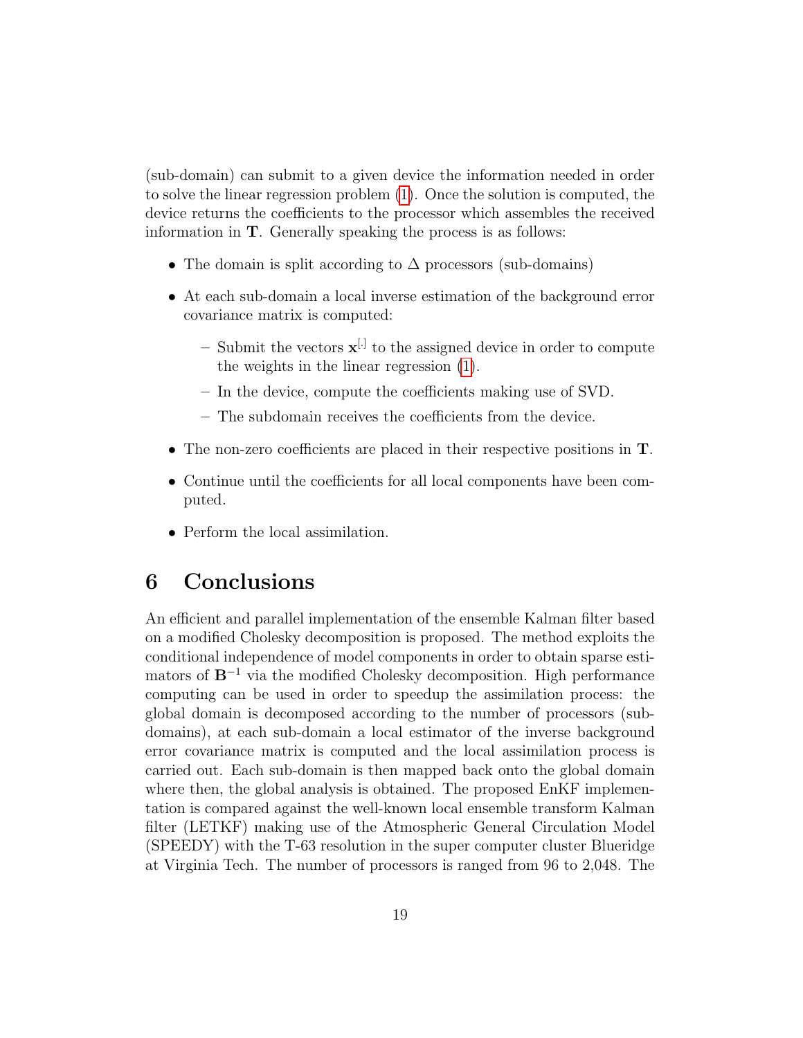(sub-domain) can submit to a given device the information needed in order to solve the linear regression problem (1). Once the solution is computed, the device returns the coefficients to the processor which assembles the received information in $\mathbf{T}$. Generally speaking the process is as follows:

- The domain is split according to $\Delta$ processors (sub-domains)
- At each sub-domain a local inverse estimation of the background error covariance matrix is computed:
  - Submit the vectors $\mathbf{x}^{[\cdot]}$ to the assigned device in order to compute the weights in the linear regression (1).
  - In the device, compute the coefficients making use of SVD.
  - The subdomain receives the coefficients from the device.
- The non-zero coefficients are placed in their respective positions in $\mathbf{T}$.
- Continue until the coefficients for all local components have been computed.
- Perform the local assimilation.

# 6 Conclusions

An efficient and parallel implementation of the ensemble Kalman filter based on a modified Cholesky decomposition is proposed. The method exploits the conditional independence of model components in order to obtain sparse estimators of $\mathbf{B}^{-1}$ via the modified Cholesky decomposition. High performance computing can be used in order to speedup the assimilation process: the global domain is decomposed according to the number of processors (sub-domains), at each sub-domain a local estimator of the inverse background error covariance matrix is computed and the local assimilation process is carried out. Each sub-domain is then mapped back onto the global domain where then, the global analysis is obtained. The proposed EnKF implementation is compared against the well-known local ensemble transform Kalman filter (LETKF) making use of the Atmospheric General Circulation Model (SPEEDY) with the T-63 resolution in the super computer cluster Blueridge at Virginia Tech. The number of processors is ranged from 96 to 2,048. The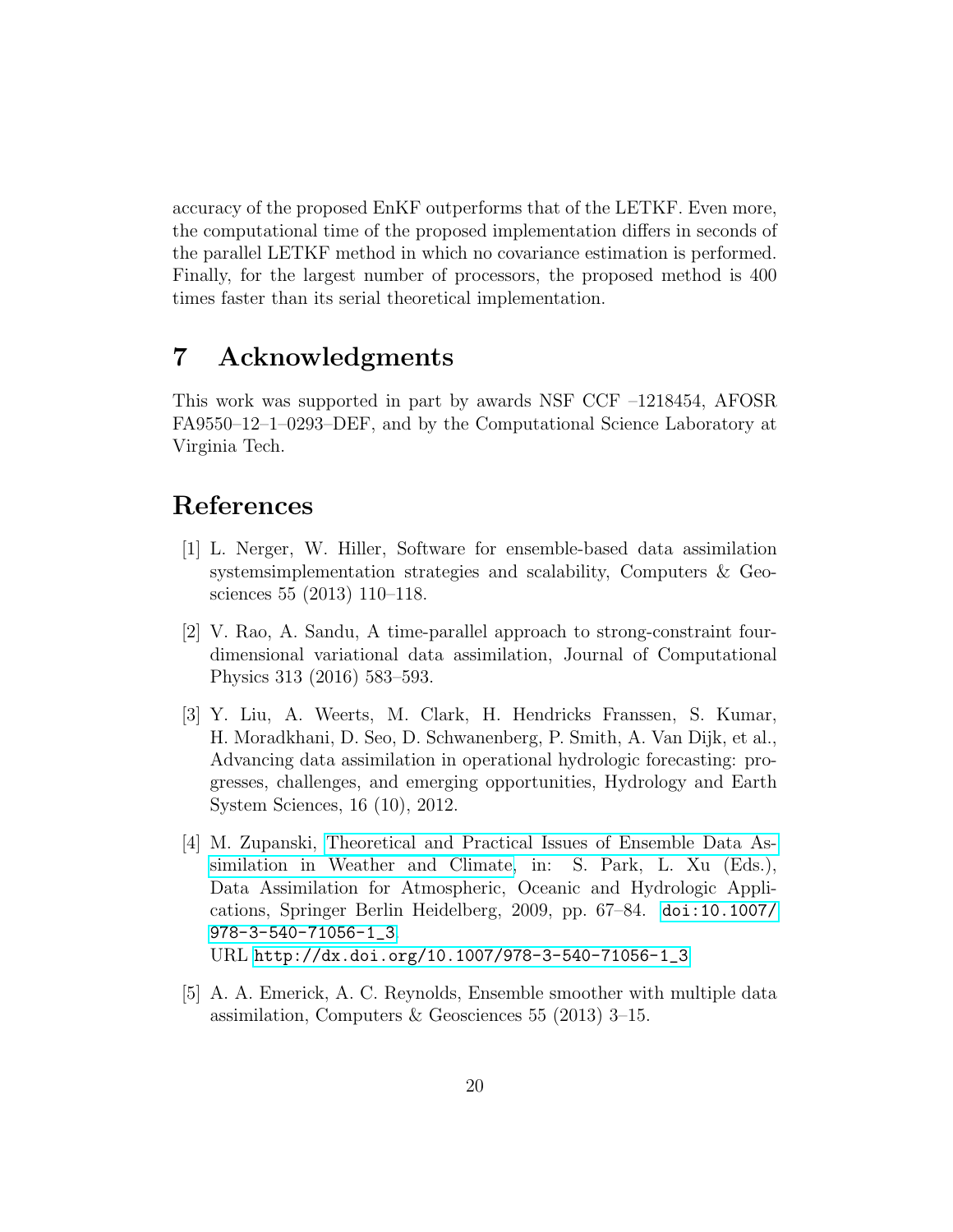accuracy of the proposed EnKF outperforms that of the LETKF. Even more, the computational time of the proposed implementation differs in seconds of the parallel LETKF method in which no covariance estimation is performed. Finally, for the largest number of processors, the proposed method is 400 times faster than its serial theoretical implementation.

# 7 Acknowledgments

This work was supported in part by awards NSF CCF –1218454, AFOSR FA9550–12–1–0293–DEF, and by the Computational Science Laboratory at Virginia Tech.

# References

[1] L. Nerger, W. Hiller, Software for ensemble-based data assimilation systemsimplementation strategies and scalability, Computers & Geosciences 55 (2013) 110–118.

[2] V. Rao, A. Sandu, A time-parallel approach to strong-constraint four-dimensional variational data assimilation, Journal of Computational Physics 313 (2016) 583–593.

[3] Y. Liu, A. Weerts, M. Clark, H. Hendricks Franssen, S. Kumar, H. Moradkhani, D. Seo, D. Schwanenberg, P. Smith, A. Van Dijk, et al., Advancing data assimilation in operational hydrologic forecasting: progresses, challenges, and emerging opportunities, Hydrology and Earth System Sciences, 16 (10), 2012.

[4] M. Zupanski, Theoretical and Practical Issues of Ensemble Data Assimilation in Weather and Climate, in: S. Park, L. Xu (Eds.), Data Assimilation for Atmospheric, Oceanic and Hydrologic Applications, Springer Berlin Heidelberg, 2009, pp. 67–84. doi:10.1007/978-3-540-71056-1_3.
URL http://dx.doi.org/10.1007/978-3-540-71056-1_3

[5] A. A. Emerick, A. C. Reynolds, Ensemble smoother with multiple data assimilation, Computers & Geosciences 55 (2013) 3–15.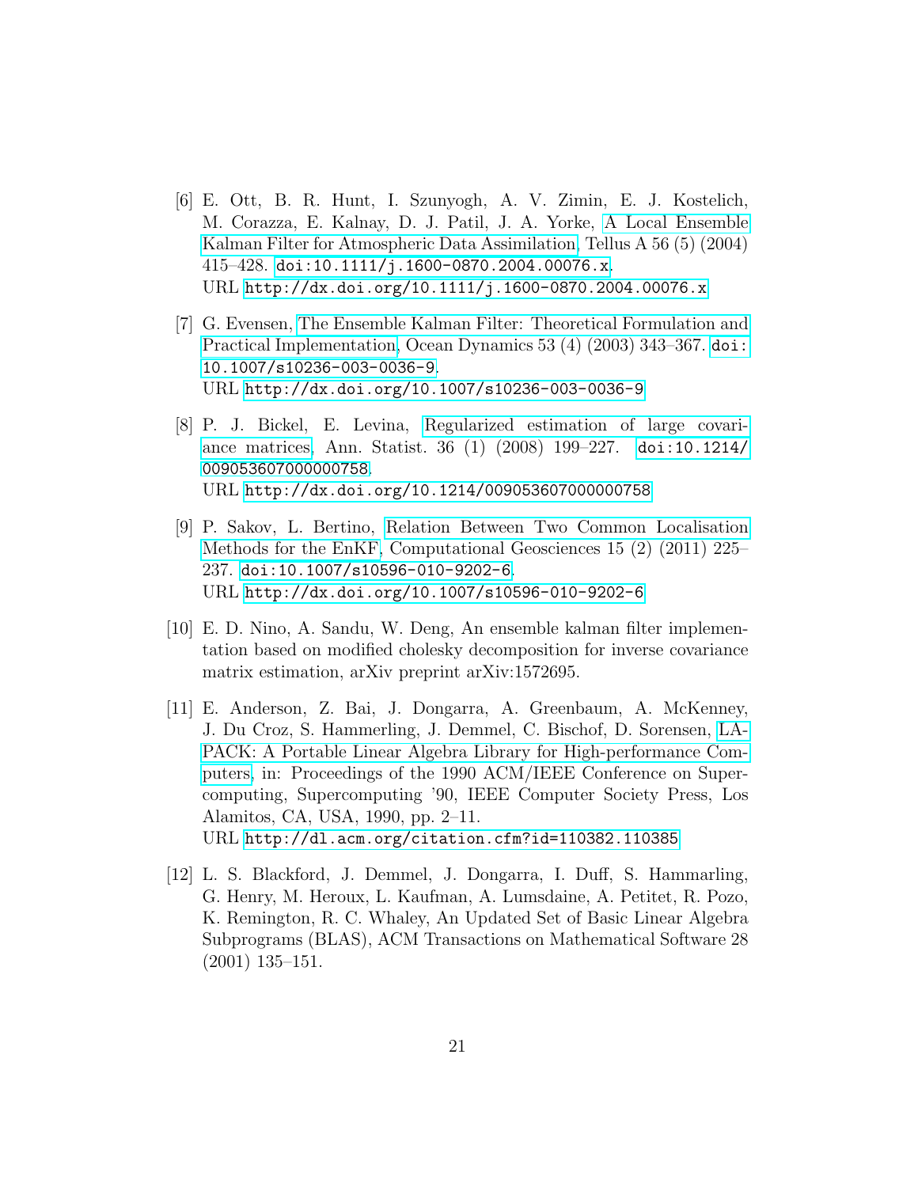[6] E. Ott, B. R. Hunt, I. Szunyogh, A. V. Zimin, E. J. Kostelich, M. Corazza, E. Kalnay, D. J. Patil, J. A. Yorke, A Local Ensemble Kalman Filter for Atmospheric Data Assimilation, Tellus A 56 (5) (2004) 415–428. doi:10.1111/j.1600-0870.2004.00076.x.
URL http://dx.doi.org/10.1111/j.1600-0870.2004.00076.x

[7] G. Evensen, The Ensemble Kalman Filter: Theoretical Formulation and Practical Implementation, Ocean Dynamics 53 (4) (2003) 343–367. doi:10.1007/s10236-003-0036-9.
URL http://dx.doi.org/10.1007/s10236-003-0036-9

[8] P. J. Bickel, E. Levina, Regularized estimation of large covariance matrices, Ann. Statist. 36 (1) (2008) 199–227. doi:10.1214/009053607000000758.
URL http://dx.doi.org/10.1214/009053607000000758

[9] P. Sakov, L. Bertino, Relation Between Two Common Localisation Methods for the EnKF, Computational Geosciences 15 (2) (2011) 225–237. doi:10.1007/s10596-010-9202-6.
URL http://dx.doi.org/10.1007/s10596-010-9202-6

[10] E. D. Nino, A. Sandu, W. Deng, An ensemble kalman filter implementation based on modified cholesky decomposition for inverse covariance matrix estimation, arXiv preprint arXiv:1572695.

[11] E. Anderson, Z. Bai, J. Dongarra, A. Greenbaum, A. McKenney, J. Du Croz, S. Hammerling, J. Demmel, C. Bischof, D. Sorensen, LAPACK: A Portable Linear Algebra Library for High-performance Computers, in: Proceedings of the 1990 ACM/IEEE Conference on Supercomputing, Supercomputing '90, IEEE Computer Society Press, Los Alamitos, CA, USA, 1990, pp. 2–11.
URL http://dl.acm.org/citation.cfm?id=110382.110385

[12] L. S. Blackford, J. Demmel, J. Dongarra, I. Duff, S. Hammarling, G. Henry, M. Heroux, L. Kaufman, A. Lumsdaine, A. Petitet, R. Pozo, K. Remington, R. C. Whaley, An Updated Set of Basic Linear Algebra Subprograms (BLAS), ACM Transactions on Mathematical Software 28 (2001) 135–151.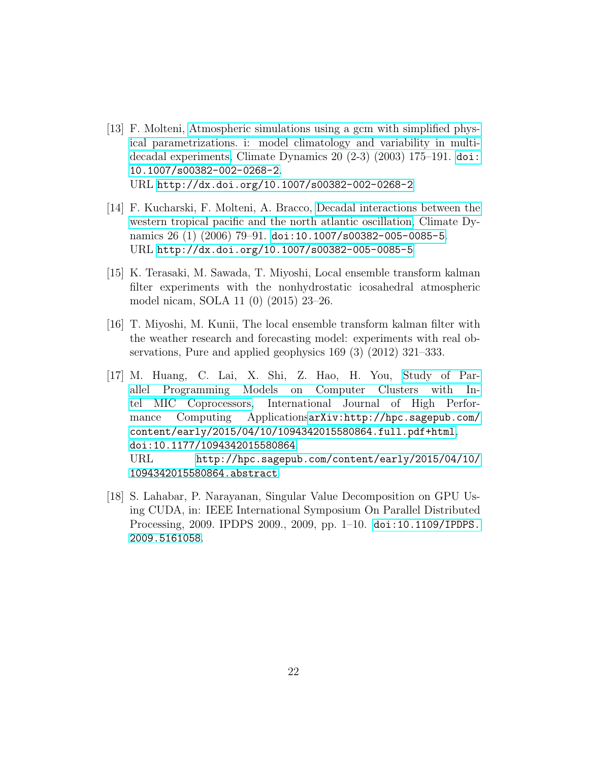[13] F. Molteni, Atmospheric simulations using a gcm with simplified physical parametrizations. i: model climatology and variability in multidecadal experiments, Climate Dynamics 20 (2-3) (2003) 175–191. doi:10.1007/s00382-002-0268-2.
URL http://dx.doi.org/10.1007/s00382-002-0268-2

[14] F. Kucharski, F. Molteni, A. Bracco, Decadal interactions between the western tropical pacific and the north atlantic oscillation, Climate Dynamics 26 (1) (2006) 79–91. doi:10.1007/s00382-005-0085-5.
URL http://dx.doi.org/10.1007/s00382-005-0085-5

[15] K. Terasaki, M. Sawada, T. Miyoshi, Local ensemble transform kalman filter experiments with the nonhydrostatic icosahedral atmospheric model nicam, SOLA 11 (0) (2015) 23–26.

[16] T. Miyoshi, M. Kunii, The local ensemble transform kalman filter with the weather research and forecasting model: experiments with real observations, Pure and applied geophysics 169 (3) (2012) 321–333.

[17] M. Huang, C. Lai, X. Shi, Z. Hao, H. You, Study of Parallel Programming Models on Computer Clusters with Intel MIC Coprocessors, International Journal of High Performance Computing Applicationsarxiv:http://hpc.sagepub.com/content/early/2015/04/10/1094342015580864.full.pdf+html, doi:10.1177/1094342015580864.
URL http://hpc.sagepub.com/content/early/2015/04/10/1094342015580864.abstract

[18] S. Lahabar, P. Narayanan, Singular Value Decomposition on GPU Using CUDA, in: IEEE International Symposium On Parallel Distributed Processing, 2009. IPDPS 2009., 2009, pp. 1–10. doi:10.1109/IPDPS.2009.5161058.